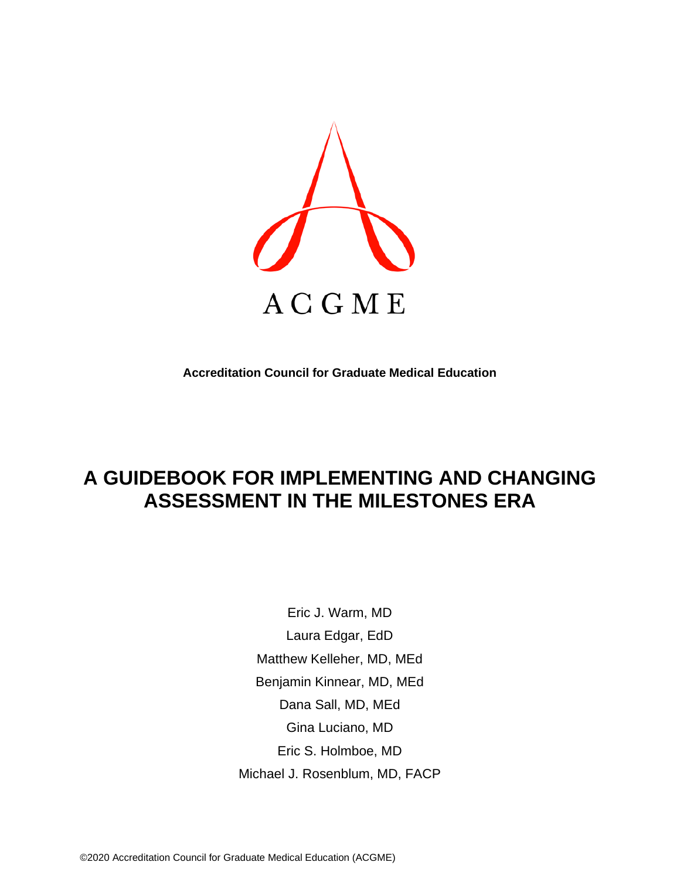ACGME

**Accreditation Council for Graduate Medical Education**

# A GUIDEBOOK FOR IMPLEMENTING AND CHANGING ASSESSMENT IN THE MILESTONES ERA

Eric J. Warm, MD

Laura Edgar, EdD

Matthew Kelleher, MD, MEd

Benjamin Kinnear, MD, MEd

Dana Sall, MD, MEd

Gina Luciano, MD

Eric S. Holmboe, MD

Michael J. Rosenblum, MD, FACP

©2020 Accreditation Council for Graduate Medical Education (ACGME)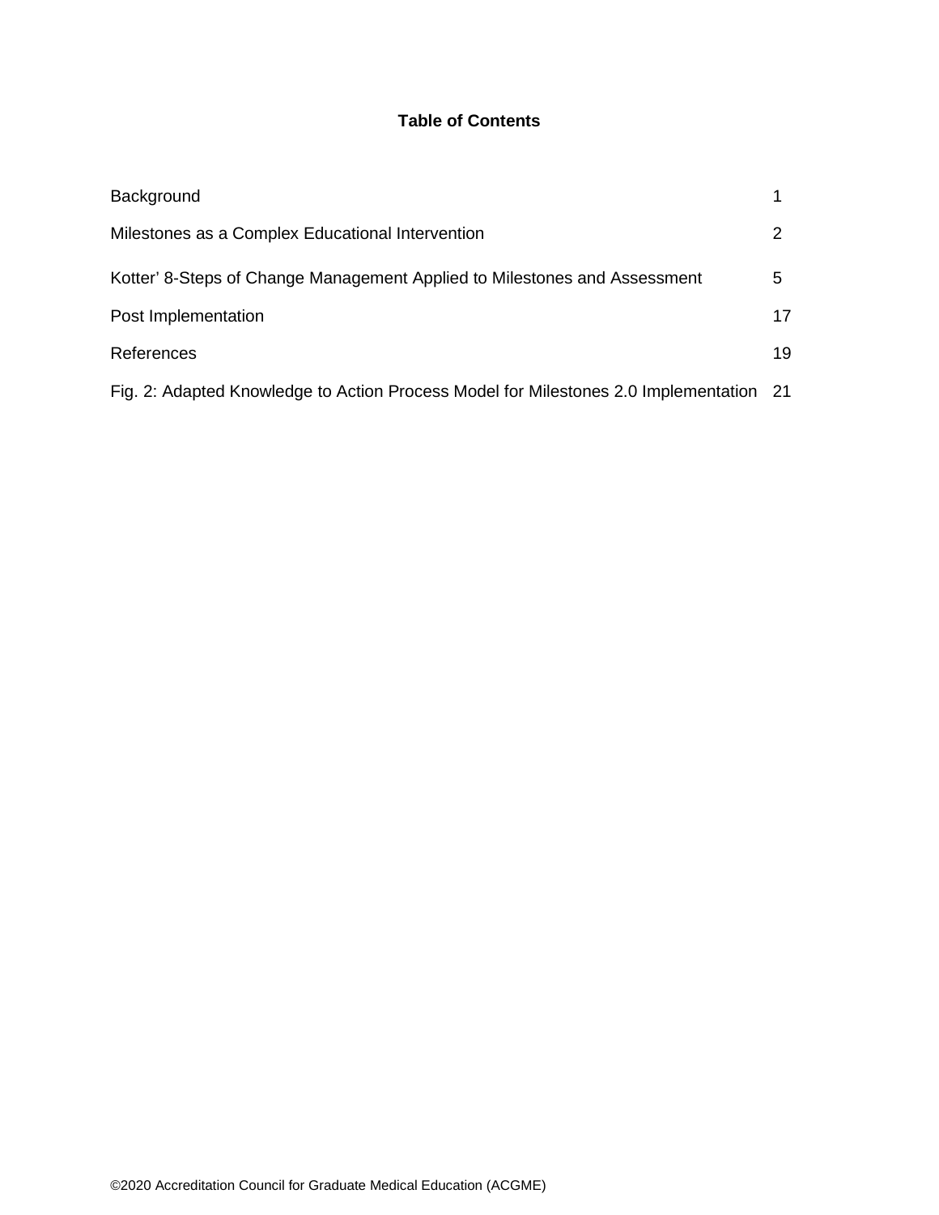## Table of Contents

| | |
|---|---|
| Background | 1 |
| Milestones as a Complex Educational Intervention | 2 |
| Kotter' 8-Steps of Change Management Applied to Milestones and Assessment | 5 |
| Post Implementation | 17 |
| References | 19 |
| Fig. 2: Adapted Knowledge to Action Process Model for Milestones 2.0 Implementation | 21 |

©2020 Accreditation Council for Graduate Medical Education (ACGME)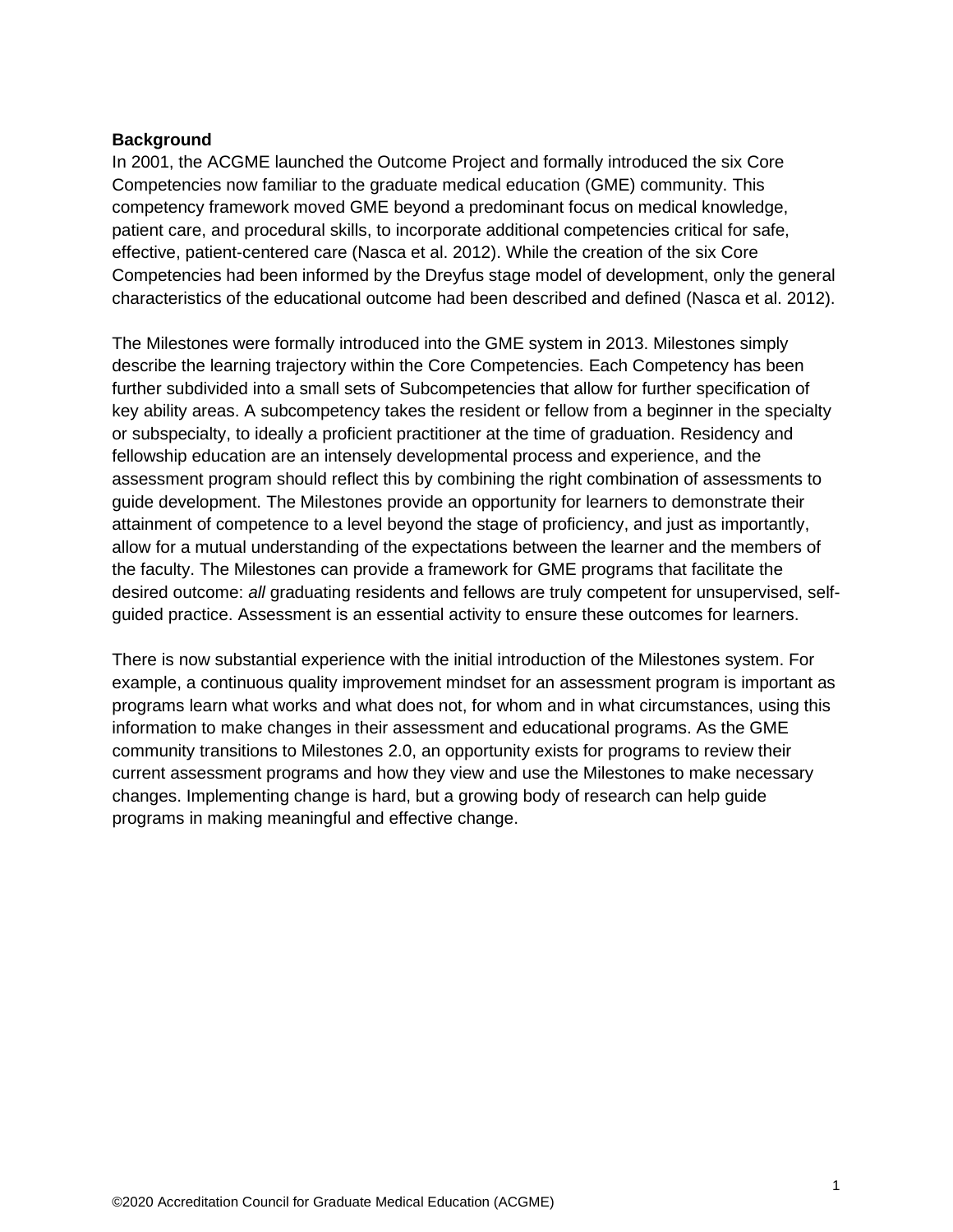**Background**

In 2001, the ACGME launched the Outcome Project and formally introduced the six Core Competencies now familiar to the graduate medical education (GME) community. This competency framework moved GME beyond a predominant focus on medical knowledge, patient care, and procedural skills, to incorporate additional competencies critical for safe, effective, patient-centered care (Nasca et al. 2012). While the creation of the six Core Competencies had been informed by the Dreyfus stage model of development, only the general characteristics of the educational outcome had been described and defined (Nasca et al. 2012).

The Milestones were formally introduced into the GME system in 2013. Milestones simply describe the learning trajectory within the Core Competencies. Each Competency has been further subdivided into a small sets of Subcompetencies that allow for further specification of key ability areas. A subcompetency takes the resident or fellow from a beginner in the specialty or subspecialty, to ideally a proficient practitioner at the time of graduation. Residency and fellowship education are an intensely developmental process and experience, and the assessment program should reflect this by combining the right combination of assessments to guide development. The Milestones provide an opportunity for learners to demonstrate their attainment of competence to a level beyond the stage of proficiency, and just as importantly, allow for a mutual understanding of the expectations between the learner and the members of the faculty. The Milestones can provide a framework for GME programs that facilitate the desired outcome: *all* graduating residents and fellows are truly competent for unsupervised, self-guided practice. Assessment is an essential activity to ensure these outcomes for learners.

There is now substantial experience with the initial introduction of the Milestones system. For example, a continuous quality improvement mindset for an assessment program is important as programs learn what works and what does not, for whom and in what circumstances, using this information to make changes in their assessment and educational programs. As the GME community transitions to Milestones 2.0, an opportunity exists for programs to review their current assessment programs and how they view and use the Milestones to make necessary changes. Implementing change is hard, but a growing body of research can help guide programs in making meaningful and effective change.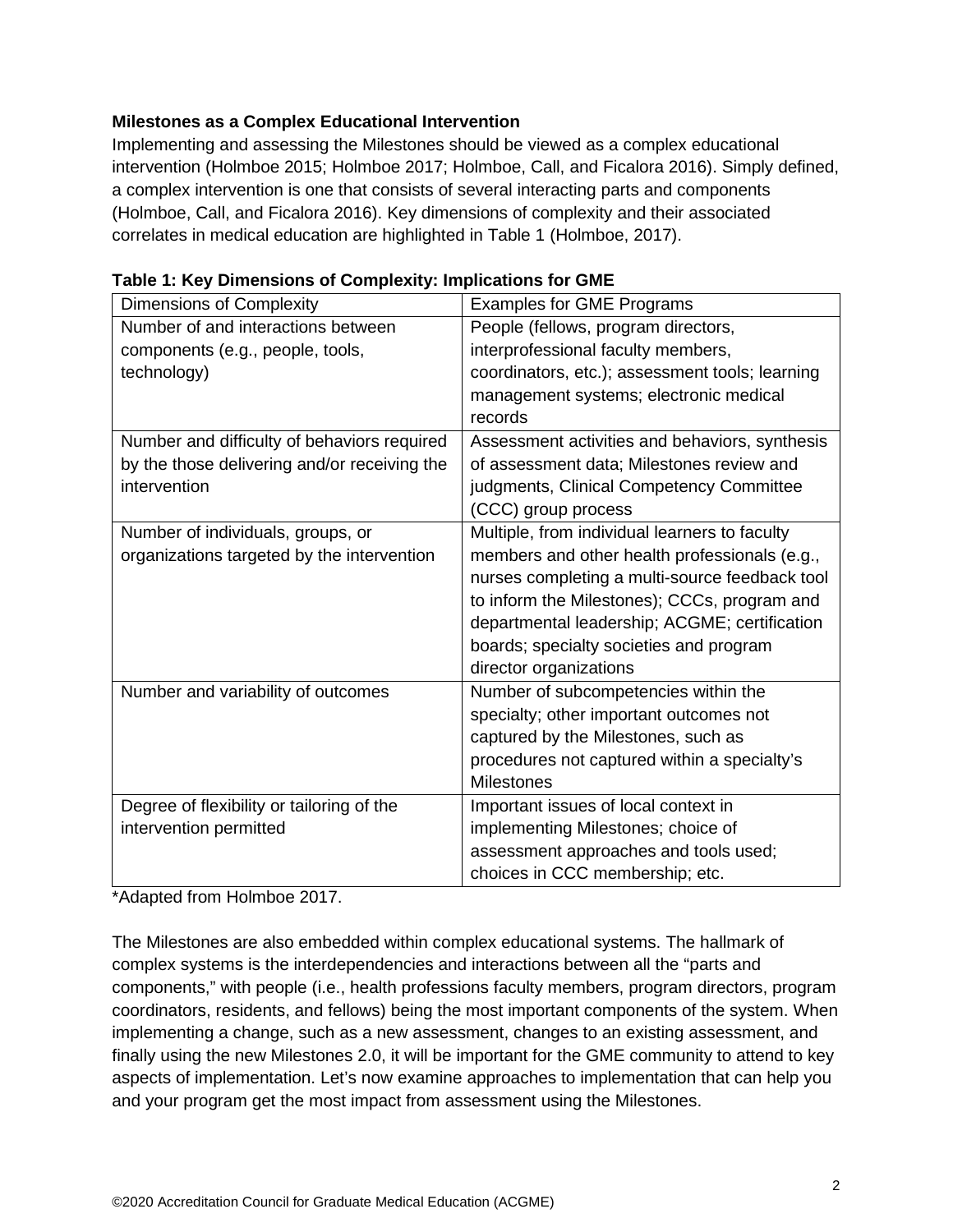**Milestones as a Complex Educational Intervention**

Implementing and assessing the Milestones should be viewed as a complex educational intervention (Holmboe 2015; Holmboe 2017; Holmboe, Call, and Ficalora 2016). Simply defined, a complex intervention is one that consists of several interacting parts and components (Holmboe, Call, and Ficalora 2016). Key dimensions of complexity and their associated correlates in medical education are highlighted in Table 1 (Holmboe, 2017).

**Table 1: Key Dimensions of Complexity: Implications for GME**

| Dimensions of Complexity | Examples for GME Programs |
|---|---|
| Number of and interactions between components (e.g., people, tools, technology) | People (fellows, program directors, interprofessional faculty members, coordinators, etc.); assessment tools; learning management systems; electronic medical records |
| Number and difficulty of behaviors required by the those delivering and/or receiving the intervention | Assessment activities and behaviors, synthesis of assessment data; Milestones review and judgments, Clinical Competency Committee (CCC) group process |
| Number of individuals, groups, or organizations targeted by the intervention | Multiple, from individual learners to faculty members and other health professionals (e.g., nurses completing a multi-source feedback tool to inform the Milestones); CCCs, program and departmental leadership; ACGME; certification boards; specialty societies and program director organizations |
| Number and variability of outcomes | Number of subcompetencies within the specialty; other important outcomes not captured by the Milestones, such as procedures not captured within a specialty's Milestones |
| Degree of flexibility or tailoring of the intervention permitted | Important issues of local context in implementing Milestones; choice of assessment approaches and tools used; choices in CCC membership; etc. |

*Adapted from Holmboe 2017.

The Milestones are also embedded within complex educational systems. The hallmark of complex systems is the interdependencies and interactions between all the "parts and components," with people (i.e., health professions faculty members, program directors, program coordinators, residents, and fellows) being the most important components of the system. When implementing a change, such as a new assessment, changes to an existing assessment, and finally using the new Milestones 2.0, it will be important for the GME community to attend to key aspects of implementation. Let's now examine approaches to implementation that can help you and your program get the most impact from assessment using the Milestones.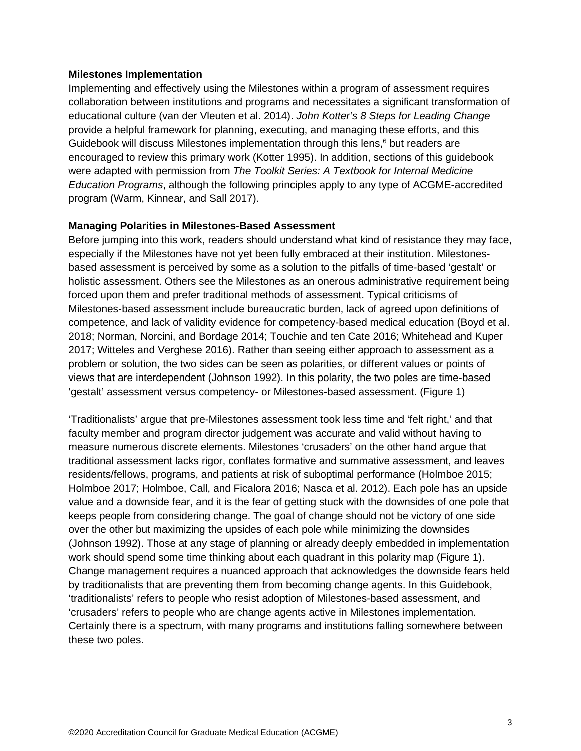**Milestones Implementation**

Implementing and effectively using the Milestones within a program of assessment requires collaboration between institutions and programs and necessitates a significant transformation of educational culture (van der Vleuten et al. 2014). *John Kotter's 8 Steps for Leading Change* provide a helpful framework for planning, executing, and managing these efforts, and this Guidebook will discuss Milestones implementation through this lens,[6] but readers are encouraged to review this primary work (Kotter 1995). In addition, sections of this guidebook were adapted with permission from *The Toolkit Series: A Textbook for Internal Medicine Education Programs*, although the following principles apply to any type of ACGME-accredited program (Warm, Kinnear, and Sall 2017).

**Managing Polarities in Milestones-Based Assessment**

Before jumping into this work, readers should understand what kind of resistance they may face, especially if the Milestones have not yet been fully embraced at their institution. Milestones-based assessment is perceived by some as a solution to the pitfalls of time-based 'gestalt' or holistic assessment. Others see the Milestones as an onerous administrative requirement being forced upon them and prefer traditional methods of assessment. Typical criticisms of Milestones-based assessment include bureaucratic burden, lack of agreed upon definitions of competence, and lack of validity evidence for competency-based medical education (Boyd et al. 2018; Norman, Norcini, and Bordage 2014; Touchie and ten Cate 2016; Whitehead and Kuper 2017; Witteles and Verghese 2016). Rather than seeing either approach to assessment as a problem or solution, the two sides can be seen as polarities, or different values or points of views that are interdependent (Johnson 1992). In this polarity, the two poles are time-based 'gestalt' assessment versus competency- or Milestones-based assessment. (Figure 1)

'Traditionalists' argue that pre-Milestones assessment took less time and 'felt right,' and that faculty member and program director judgement was accurate and valid without having to measure numerous discrete elements. Milestones 'crusaders' on the other hand argue that traditional assessment lacks rigor, conflates formative and summative assessment, and leaves residents/fellows, programs, and patients at risk of suboptimal performance (Holmboe 2015; Holmboe 2017; Holmboe, Call, and Ficalora 2016; Nasca et al. 2012). Each pole has an upside value and a downside fear, and it is the fear of getting stuck with the downsides of one pole that keeps people from considering change. The goal of change should not be victory of one side over the other but maximizing the upsides of each pole while minimizing the downsides (Johnson 1992). Those at any stage of planning or already deeply embedded in implementation work should spend some time thinking about each quadrant in this polarity map (Figure 1). Change management requires a nuanced approach that acknowledges the downside fears held by traditionalists that are preventing them from becoming change agents. In this Guidebook, 'traditionalists' refers to people who resist adoption of Milestones-based assessment, and 'crusaders' refers to people who are change agents active in Milestones implementation. Certainly there is a spectrum, with many programs and institutions falling somewhere between these two poles.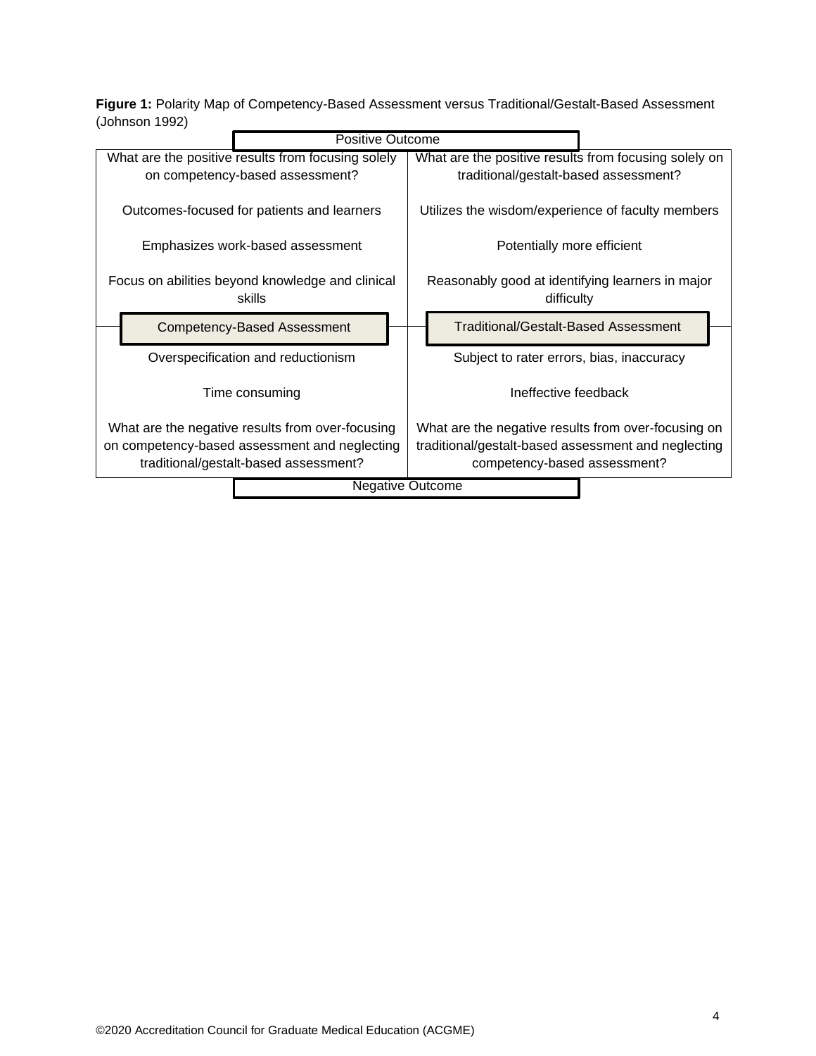**Figure 1:** Polarity Map of Competency-Based Assessment versus Traditional/Gestalt-Based Assessment (Johnson 1992)

| Positive Outcome | |
|---|---|
| What are the positive results from focusing solely on competency-based assessment? | What are the positive results from focusing solely on traditional/gestalt-based assessment? |
| Outcomes-focused for patients and learners | Utilizes the wisdom/experience of faculty members |
| Emphasizes work-based assessment | Potentially more efficient |
| Focus on abilities beyond knowledge and clinical skills | Reasonably good at identifying learners in major difficulty |
| **Competency-Based Assessment** | **Traditional/Gestalt-Based Assessment** |
| Overspecification and reductionism | Subject to rater errors, bias, inaccuracy |
| Time consuming | Ineffective feedback |
| What are the negative results from over-focusing on competency-based assessment and neglecting traditional/gestalt-based assessment? | What are the negative results from over-focusing on traditional/gestalt-based assessment and neglecting competency-based assessment? |
| Negative Outcome | |

©2020 Accreditation Council for Graduate Medical Education (ACGME)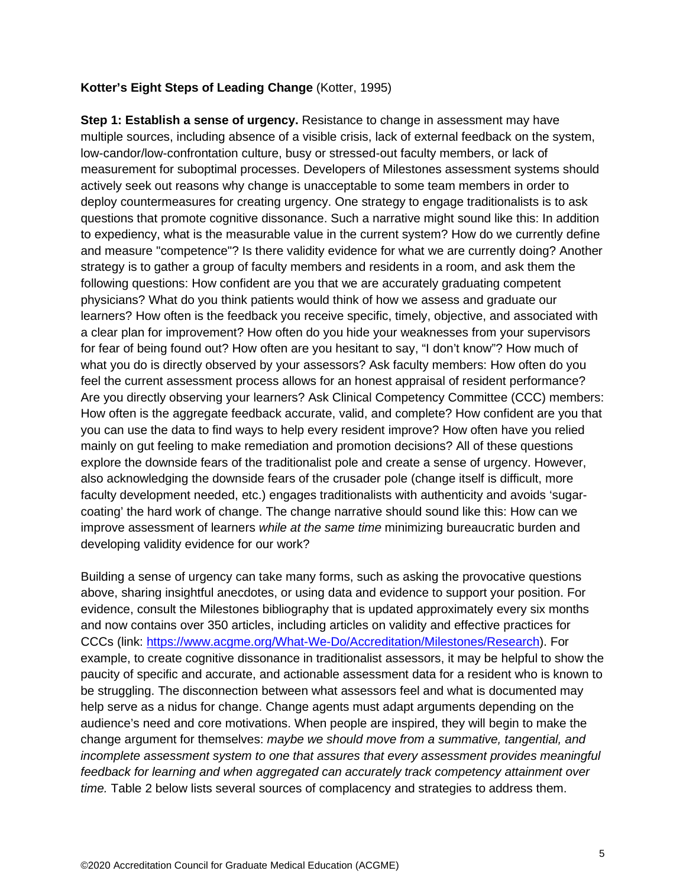**Kotter's Eight Steps of Leading Change** (Kotter, 1995)

**Step 1: Establish a sense of urgency.** Resistance to change in assessment may have multiple sources, including absence of a visible crisis, lack of external feedback on the system, low-candor/low-confrontation culture, busy or stressed-out faculty members, or lack of measurement for suboptimal processes. Developers of Milestones assessment systems should actively seek out reasons why change is unacceptable to some team members in order to deploy countermeasures for creating urgency. One strategy to engage traditionalists is to ask questions that promote cognitive dissonance. Such a narrative might sound like this: In addition to expediency, what is the measurable value in the current system? How do we currently define and measure "competence"? Is there validity evidence for what we are currently doing? Another strategy is to gather a group of faculty members and residents in a room, and ask them the following questions: How confident are you that we are accurately graduating competent physicians? What do you think patients would think of how we assess and graduate our learners? How often is the feedback you receive specific, timely, objective, and associated with a clear plan for improvement? How often do you hide your weaknesses from your supervisors for fear of being found out? How often are you hesitant to say, "I don't know"? How much of what you do is directly observed by your assessors? Ask faculty members: How often do you feel the current assessment process allows for an honest appraisal of resident performance? Are you directly observing your learners? Ask Clinical Competency Committee (CCC) members: How often is the aggregate feedback accurate, valid, and complete? How confident are you that you can use the data to find ways to help every resident improve? How often have you relied mainly on gut feeling to make remediation and promotion decisions? All of these questions explore the downside fears of the traditionalist pole and create a sense of urgency. However, also acknowledging the downside fears of the crusader pole (change itself is difficult, more faculty development needed, etc.) engages traditionalists with authenticity and avoids 'sugar-coating' the hard work of change. The change narrative should sound like this: How can we improve assessment of learners *while at the same time* minimizing bureaucratic burden and developing validity evidence for our work?

Building a sense of urgency can take many forms, such as asking the provocative questions above, sharing insightful anecdotes, or using data and evidence to support your position. For evidence, consult the Milestones bibliography that is updated approximately every six months and now contains over 350 articles, including articles on validity and effective practices for CCCs (link: [https://www.acgme.org/What-We-Do/Accreditation/Milestones/Research](https://www.acgme.org/What-We-Do/Accreditation/Milestones/Research)). For example, to create cognitive dissonance in traditionalist assessors, it may be helpful to show the paucity of specific and accurate, and actionable assessment data for a resident who is known to be struggling. The disconnection between what assessors feel and what is documented may help serve as a nidus for change. Change agents must adapt arguments depending on the audience's need and core motivations. When people are inspired, they will begin to make the change argument for themselves: *maybe we should move from a summative, tangential, and incomplete assessment system to one that assures that every assessment provides meaningful feedback for learning and when aggregated can accurately track competency attainment over time.* Table 2 below lists several sources of complacency and strategies to address them.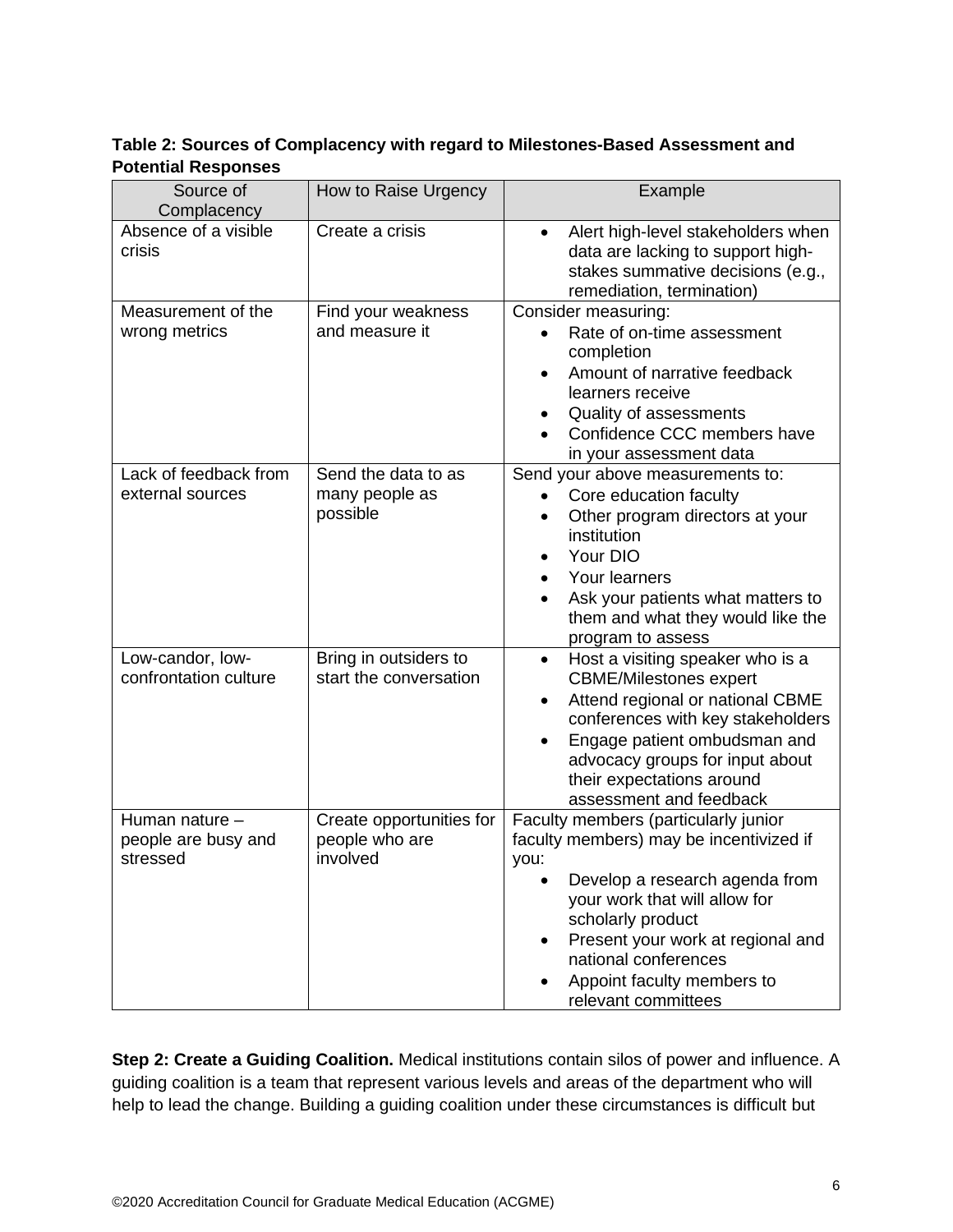**Table 2: Sources of Complacency with regard to Milestones-Based Assessment and Potential Responses**

| Source of Complacency | How to Raise Urgency | Example |
|---|---|---|
| Absence of a visible crisis | Create a crisis | • Alert high-level stakeholders when data are lacking to support high-stakes summative decisions (e.g., remediation, termination) |
| Measurement of the wrong metrics | Find your weakness and measure it | Consider measuring: <br>• Rate of on-time assessment completion <br>• Amount of narrative feedback learners receive <br>• Quality of assessments <br>• Confidence CCC members have in your assessment data |
| Lack of feedback from external sources | Send the data to as many people as possible | Send your above measurements to: <br>• Core education faculty <br>• Other program directors at your institution <br>• Your DIO <br>• Your learners <br>• Ask your patients what matters to them and what they would like the program to assess |
| Low-candor, low-confrontation culture | Bring in outsiders to start the conversation | • Host a visiting speaker who is a CBME/Milestones expert <br>• Attend regional or national CBME conferences with key stakeholders <br>• Engage patient ombudsman and advocacy groups for input about their expectations around assessment and feedback |
| Human nature – people are busy and stressed | Create opportunities for people who are involved | Faculty members (particularly junior faculty members) may be incentivized if you: <br>• Develop a research agenda from your work that will allow for scholarly product <br>• Present your work at regional and national conferences <br>• Appoint faculty members to relevant committees |

**Step 2: Create a Guiding Coalition.** Medical institutions contain silos of power and influence. A guiding coalition is a team that represent various levels and areas of the department who will help to lead the change. Building a guiding coalition under these circumstances is difficult but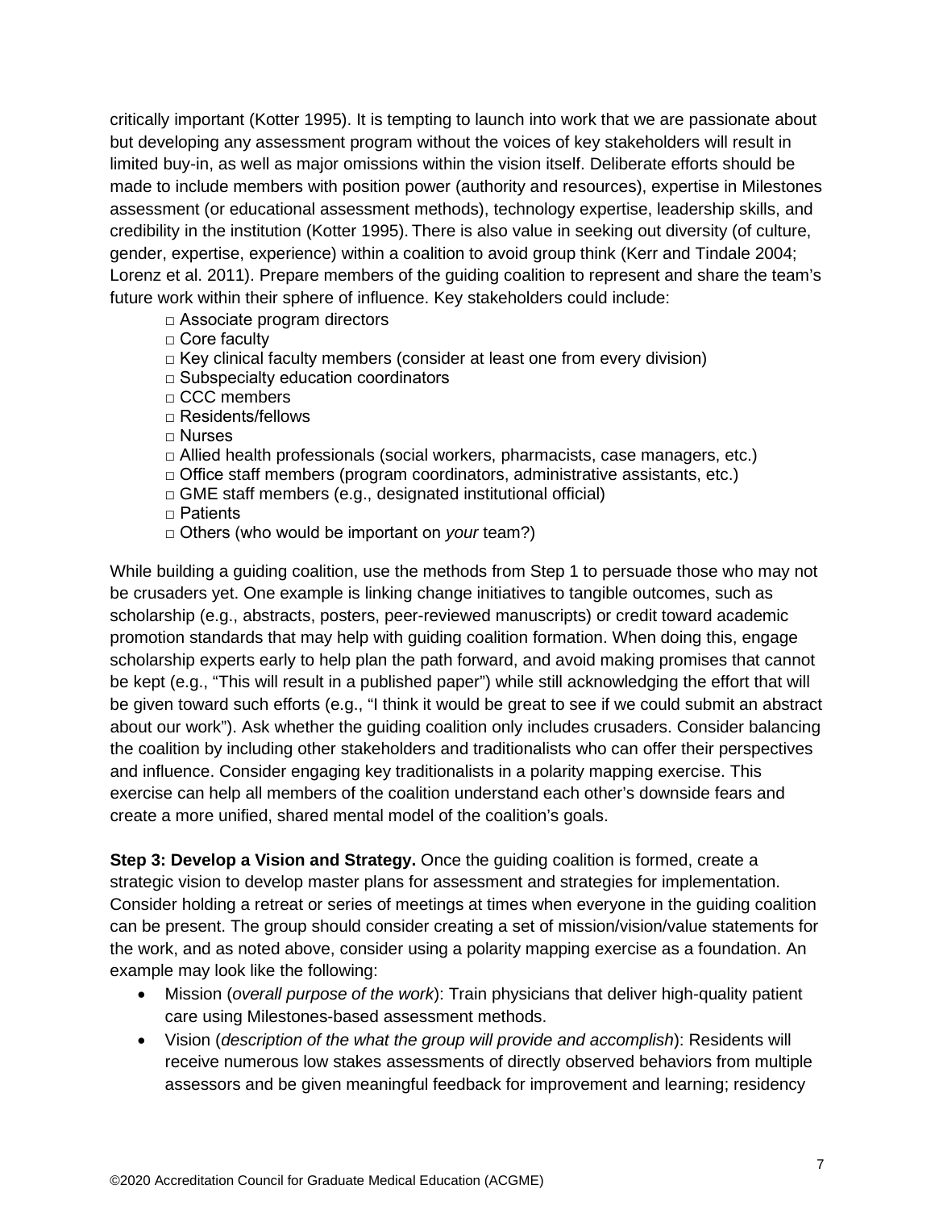critically important (Kotter 1995). It is tempting to launch into work that we are passionate about but developing any assessment program without the voices of key stakeholders will result in limited buy-in, as well as major omissions within the vision itself. Deliberate efforts should be made to include members with position power (authority and resources), expertise in Milestones assessment (or educational assessment methods), technology expertise, leadership skills, and credibility in the institution (Kotter 1995). There is also value in seeking out diversity (of culture, gender, expertise, experience) within a coalition to avoid group think (Kerr and Tindale 2004; Lorenz et al. 2011). Prepare members of the guiding coalition to represent and share the team's future work within their sphere of influence. Key stakeholders could include:

- □ Associate program directors
- □ Core faculty
- □ Key clinical faculty members (consider at least one from every division)
- □ Subspecialty education coordinators
- □ CCC members
- □ Residents/fellows
- □ Nurses
- □ Allied health professionals (social workers, pharmacists, case managers, etc.)
- □ Office staff members (program coordinators, administrative assistants, etc.)
- □ GME staff members (e.g., designated institutional official)
- □ Patients
- □ Others (who would be important on *your* team?)

While building a guiding coalition, use the methods from Step 1 to persuade those who may not be crusaders yet. One example is linking change initiatives to tangible outcomes, such as scholarship (e.g., abstracts, posters, peer-reviewed manuscripts) or credit toward academic promotion standards that may help with guiding coalition formation. When doing this, engage scholarship experts early to help plan the path forward, and avoid making promises that cannot be kept (e.g., "This will result in a published paper") while still acknowledging the effort that will be given toward such efforts (e.g., "I think it would be great to see if we could submit an abstract about our work"). Ask whether the guiding coalition only includes crusaders. Consider balancing the coalition by including other stakeholders and traditionalists who can offer their perspectives and influence. Consider engaging key traditionalists in a polarity mapping exercise. This exercise can help all members of the coalition understand each other's downside fears and create a more unified, shared mental model of the coalition's goals.

**Step 3: Develop a Vision and Strategy.** Once the guiding coalition is formed, create a strategic vision to develop master plans for assessment and strategies for implementation. Consider holding a retreat or series of meetings at times when everyone in the guiding coalition can be present. The group should consider creating a set of mission/vision/value statements for the work, and as noted above, consider using a polarity mapping exercise as a foundation. An example may look like the following:

- Mission (*overall purpose of the work*): Train physicians that deliver high-quality patient care using Milestones-based assessment methods.
- Vision (*description of the what the group will provide and accomplish*): Residents will receive numerous low stakes assessments of directly observed behaviors from multiple assessors and be given meaningful feedback for improvement and learning; residency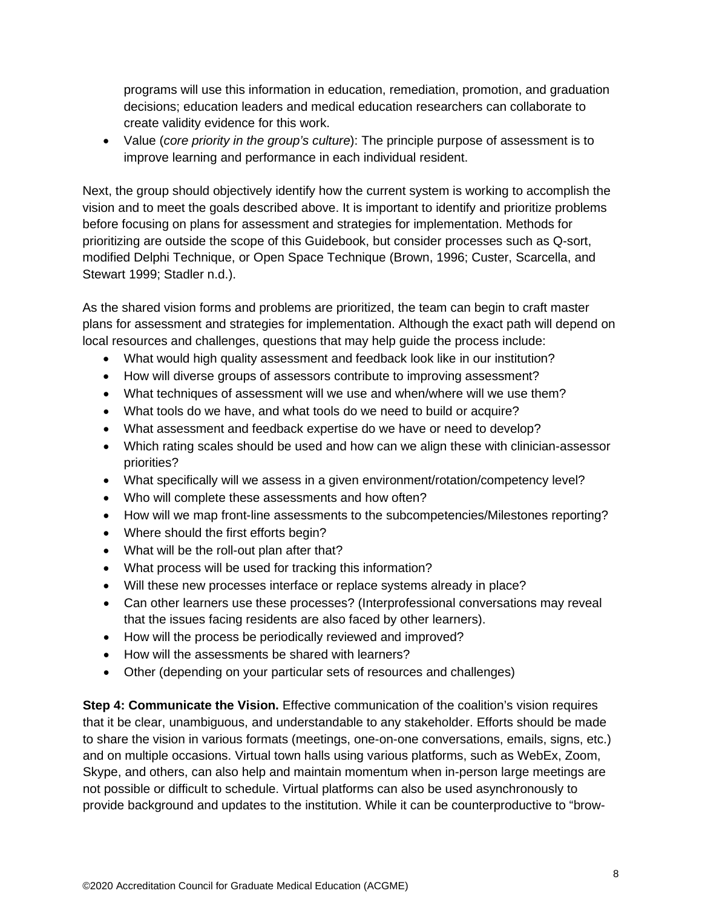programs will use this information in education, remediation, promotion, and graduation decisions; education leaders and medical education researchers can collaborate to create validity evidence for this work.

- Value (*core priority in the group's culture*): The principle purpose of assessment is to improve learning and performance in each individual resident.

Next, the group should objectively identify how the current system is working to accomplish the vision and to meet the goals described above. It is important to identify and prioritize problems before focusing on plans for assessment and strategies for implementation. Methods for prioritizing are outside the scope of this Guidebook, but consider processes such as Q-sort, modified Delphi Technique, or Open Space Technique (Brown, 1996; Custer, Scarcella, and Stewart 1999; Stadler n.d.).

As the shared vision forms and problems are prioritized, the team can begin to craft master plans for assessment and strategies for implementation. Although the exact path will depend on local resources and challenges, questions that may help guide the process include:

- What would high quality assessment and feedback look like in our institution?
- How will diverse groups of assessors contribute to improving assessment?
- What techniques of assessment will we use and when/where will we use them?
- What tools do we have, and what tools do we need to build or acquire?
- What assessment and feedback expertise do we have or need to develop?
- Which rating scales should be used and how can we align these with clinician-assessor priorities?
- What specifically will we assess in a given environment/rotation/competency level?
- Who will complete these assessments and how often?
- How will we map front-line assessments to the subcompetencies/Milestones reporting?
- Where should the first efforts begin?
- What will be the roll-out plan after that?
- What process will be used for tracking this information?
- Will these new processes interface or replace systems already in place?
- Can other learners use these processes? (Interprofessional conversations may reveal that the issues facing residents are also faced by other learners).
- How will the process be periodically reviewed and improved?
- How will the assessments be shared with learners?
- Other (depending on your particular sets of resources and challenges)

**Step 4: Communicate the Vision.** Effective communication of the coalition's vision requires that it be clear, unambiguous, and understandable to any stakeholder. Efforts should be made to share the vision in various formats (meetings, one-on-one conversations, emails, signs, etc.) and on multiple occasions. Virtual town halls using various platforms, such as WebEx, Zoom, Skype, and others, can also help and maintain momentum when in-person large meetings are not possible or difficult to schedule. Virtual platforms can also be used asynchronously to provide background and updates to the institution. While it can be counterproductive to "brow-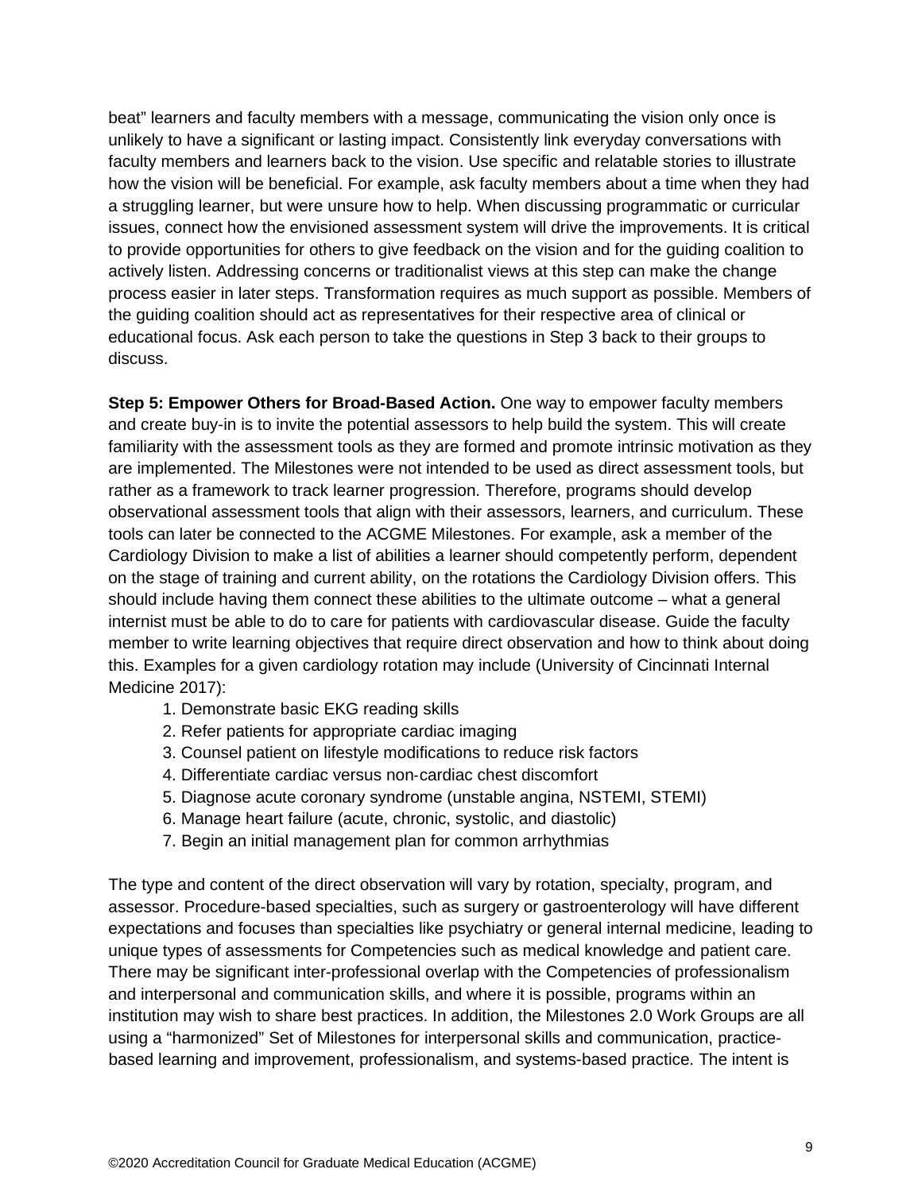beat" learners and faculty members with a message, communicating the vision only once is unlikely to have a significant or lasting impact. Consistently link everyday conversations with faculty members and learners back to the vision. Use specific and relatable stories to illustrate how the vision will be beneficial. For example, ask faculty members about a time when they had a struggling learner, but were unsure how to help. When discussing programmatic or curricular issues, connect how the envisioned assessment system will drive the improvements. It is critical to provide opportunities for others to give feedback on the vision and for the guiding coalition to actively listen. Addressing concerns or traditionalist views at this step can make the change process easier in later steps. Transformation requires as much support as possible. Members of the guiding coalition should act as representatives for their respective area of clinical or educational focus. Ask each person to take the questions in Step 3 back to their groups to discuss.

**Step 5: Empower Others for Broad-Based Action.** One way to empower faculty members and create buy-in is to invite the potential assessors to help build the system. This will create familiarity with the assessment tools as they are formed and promote intrinsic motivation as they are implemented. The Milestones were not intended to be used as direct assessment tools, but rather as a framework to track learner progression. Therefore, programs should develop observational assessment tools that align with their assessors, learners, and curriculum. These tools can later be connected to the ACGME Milestones. For example, ask a member of the Cardiology Division to make a list of abilities a learner should competently perform, dependent on the stage of training and current ability, on the rotations the Cardiology Division offers. This should include having them connect these abilities to the ultimate outcome – what a general internist must be able to do to care for patients with cardiovascular disease. Guide the faculty member to write learning objectives that require direct observation and how to think about doing this. Examples for a given cardiology rotation may include (University of Cincinnati Internal Medicine 2017):

1. Demonstrate basic EKG reading skills
2. Refer patients for appropriate cardiac imaging
3. Counsel patient on lifestyle modifications to reduce risk factors
4. Differentiate cardiac versus non-cardiac chest discomfort
5. Diagnose acute coronary syndrome (unstable angina, NSTEMI, STEMI)
6. Manage heart failure (acute, chronic, systolic, and diastolic)
7. Begin an initial management plan for common arrhythmias

The type and content of the direct observation will vary by rotation, specialty, program, and assessor. Procedure-based specialties, such as surgery or gastroenterology will have different expectations and focuses than specialties like psychiatry or general internal medicine, leading to unique types of assessments for Competencies such as medical knowledge and patient care. There may be significant inter-professional overlap with the Competencies of professionalism and interpersonal and communication skills, and where it is possible, programs within an institution may wish to share best practices. In addition, the Milestones 2.0 Work Groups are all using a "harmonized" Set of Milestones for interpersonal skills and communication, practice-based learning and improvement, professionalism, and systems-based practice. The intent is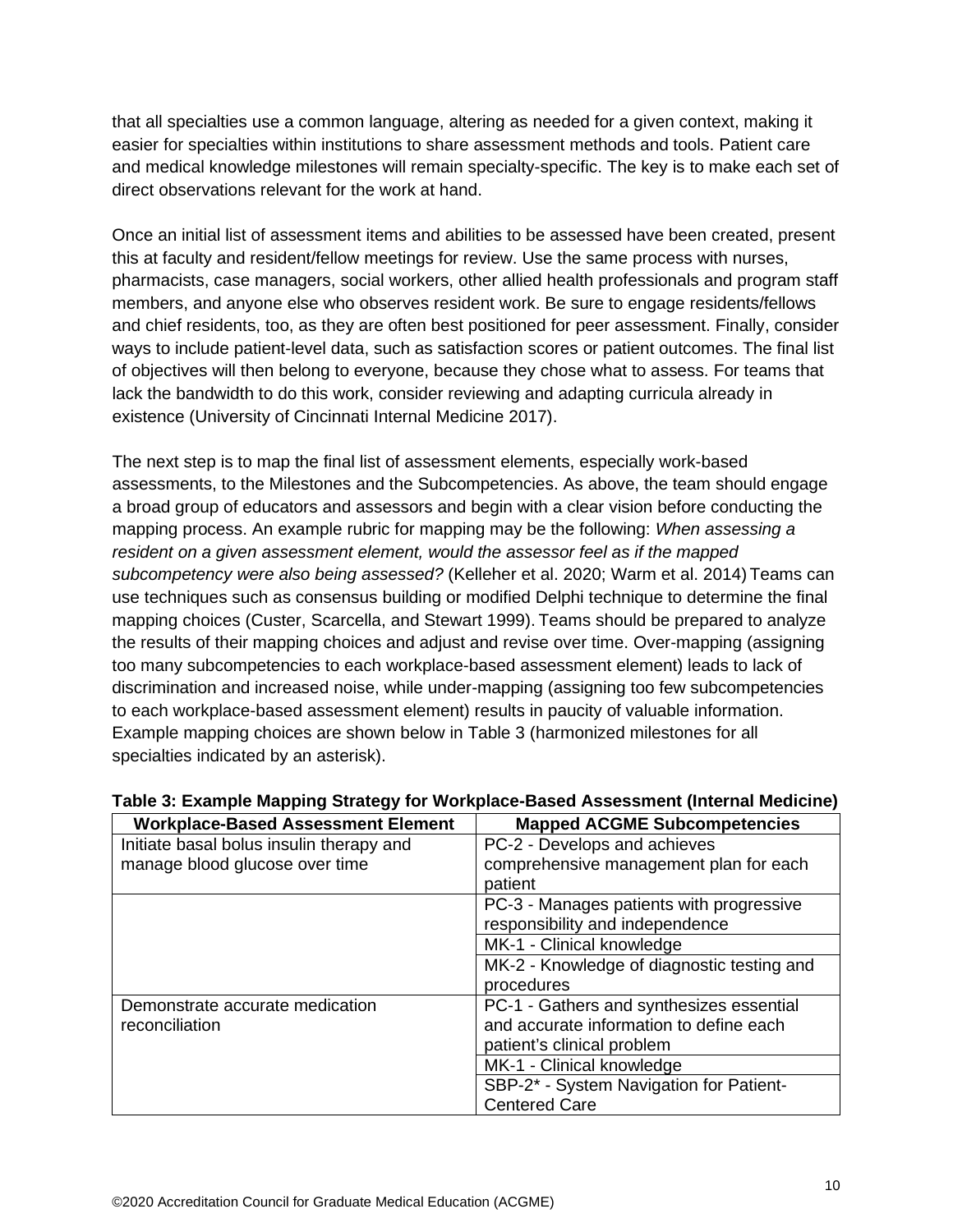that all specialties use a common language, altering as needed for a given context, making it easier for specialties within institutions to share assessment methods and tools. Patient care and medical knowledge milestones will remain specialty-specific. The key is to make each set of direct observations relevant for the work at hand.

Once an initial list of assessment items and abilities to be assessed have been created, present this at faculty and resident/fellow meetings for review. Use the same process with nurses, pharmacists, case managers, social workers, other allied health professionals and program staff members, and anyone else who observes resident work. Be sure to engage residents/fellows and chief residents, too, as they are often best positioned for peer assessment. Finally, consider ways to include patient-level data, such as satisfaction scores or patient outcomes. The final list of objectives will then belong to everyone, because they chose what to assess. For teams that lack the bandwidth to do this work, consider reviewing and adapting curricula already in existence (University of Cincinnati Internal Medicine 2017).

The next step is to map the final list of assessment elements, especially work-based assessments, to the Milestones and the Subcompetencies. As above, the team should engage a broad group of educators and assessors and begin with a clear vision before conducting the mapping process. An example rubric for mapping may be the following: *When assessing a resident on a given assessment element, would the assessor feel as if the mapped subcompetency were also being assessed?* (Kelleher et al. 2020; Warm et al. 2014) Teams can use techniques such as consensus building or modified Delphi technique to determine the final mapping choices (Custer, Scarcella, and Stewart 1999). Teams should be prepared to analyze the results of their mapping choices and adjust and revise over time. Over-mapping (assigning too many subcompetencies to each workplace-based assessment element) leads to lack of discrimination and increased noise, while under-mapping (assigning too few subcompetencies to each workplace-based assessment element) results in paucity of valuable information. Example mapping choices are shown below in Table 3 (harmonized milestones for all specialties indicated by an asterisk).

**Table 3: Example Mapping Strategy for Workplace-Based Assessment (Internal Medicine)**

| Workplace-Based Assessment Element | Mapped ACGME Subcompetencies |
|---|---|
| Initiate basal bolus insulin therapy and manage blood glucose over time | PC-2 - Develops and achieves comprehensive management plan for each patient |
| | PC-3 - Manages patients with progressive responsibility and independence |
| | MK-1 - Clinical knowledge |
| | MK-2 - Knowledge of diagnostic testing and procedures |
| Demonstrate accurate medication reconciliation | PC-1 - Gathers and synthesizes essential and accurate information to define each patient's clinical problem |
| | MK-1 - Clinical knowledge |
| | SBP-2* - System Navigation for Patient-Centered Care |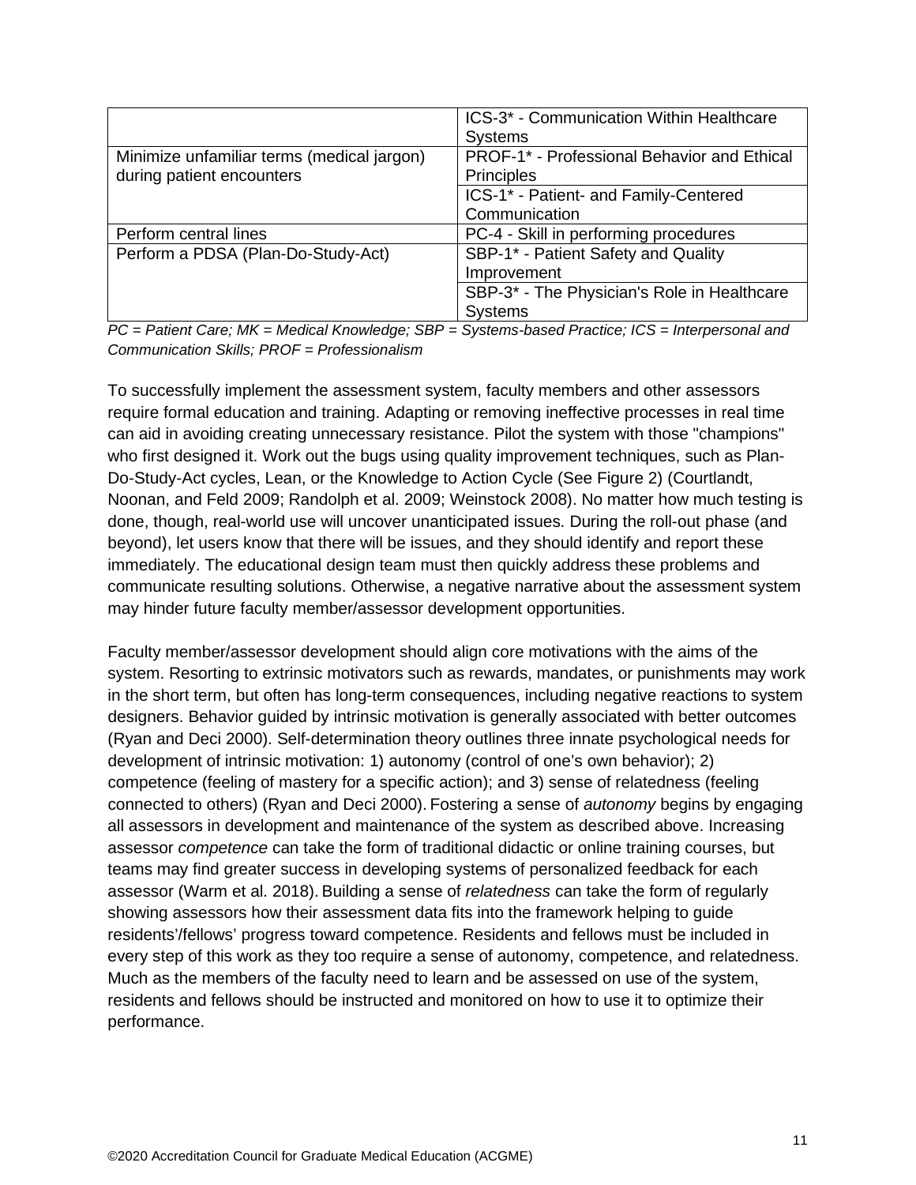| | |
|---|---|
| | ICS-3* - Communication Within Healthcare Systems |
| Minimize unfamiliar terms (medical jargon) during patient encounters | PROF-1* - Professional Behavior and Ethical Principles |
| | ICS-1* - Patient- and Family-Centered Communication |
| Perform central lines | PC-4 - Skill in performing procedures |
| Perform a PDSA (Plan-Do-Study-Act) | SBP-1* - Patient Safety and Quality Improvement |
| | SBP-3* - The Physician's Role in Healthcare Systems |

*PC = Patient Care; MK = Medical Knowledge; SBP = Systems-based Practice; ICS = Interpersonal and Communication Skills; PROF = Professionalism*

To successfully implement the assessment system, faculty members and other assessors require formal education and training. Adapting or removing ineffective processes in real time can aid in avoiding creating unnecessary resistance. Pilot the system with those "champions" who first designed it. Work out the bugs using quality improvement techniques, such as Plan-Do-Study-Act cycles, Lean, or the Knowledge to Action Cycle (See Figure 2) (Courtlandt, Noonan, and Feld 2009; Randolph et al. 2009; Weinstock 2008). No matter how much testing is done, though, real-world use will uncover unanticipated issues. During the roll-out phase (and beyond), let users know that there will be issues, and they should identify and report these immediately. The educational design team must then quickly address these problems and communicate resulting solutions. Otherwise, a negative narrative about the assessment system may hinder future faculty member/assessor development opportunities.

Faculty member/assessor development should align core motivations with the aims of the system. Resorting to extrinsic motivators such as rewards, mandates, or punishments may work in the short term, but often has long-term consequences, including negative reactions to system designers. Behavior guided by intrinsic motivation is generally associated with better outcomes (Ryan and Deci 2000). Self-determination theory outlines three innate psychological needs for development of intrinsic motivation: 1) autonomy (control of one's own behavior); 2) competence (feeling of mastery for a specific action); and 3) sense of relatedness (feeling connected to others) (Ryan and Deci 2000). Fostering a sense of *autonomy* begins by engaging all assessors in development and maintenance of the system as described above. Increasing assessor *competence* can take the form of traditional didactic or online training courses, but teams may find greater success in developing systems of personalized feedback for each assessor (Warm et al. 2018). Building a sense of *relatedness* can take the form of regularly showing assessors how their assessment data fits into the framework helping to guide residents'/fellows' progress toward competence. Residents and fellows must be included in every step of this work as they too require a sense of autonomy, competence, and relatedness. Much as the members of the faculty need to learn and be assessed on use of the system, residents and fellows should be instructed and monitored on how to use it to optimize their performance.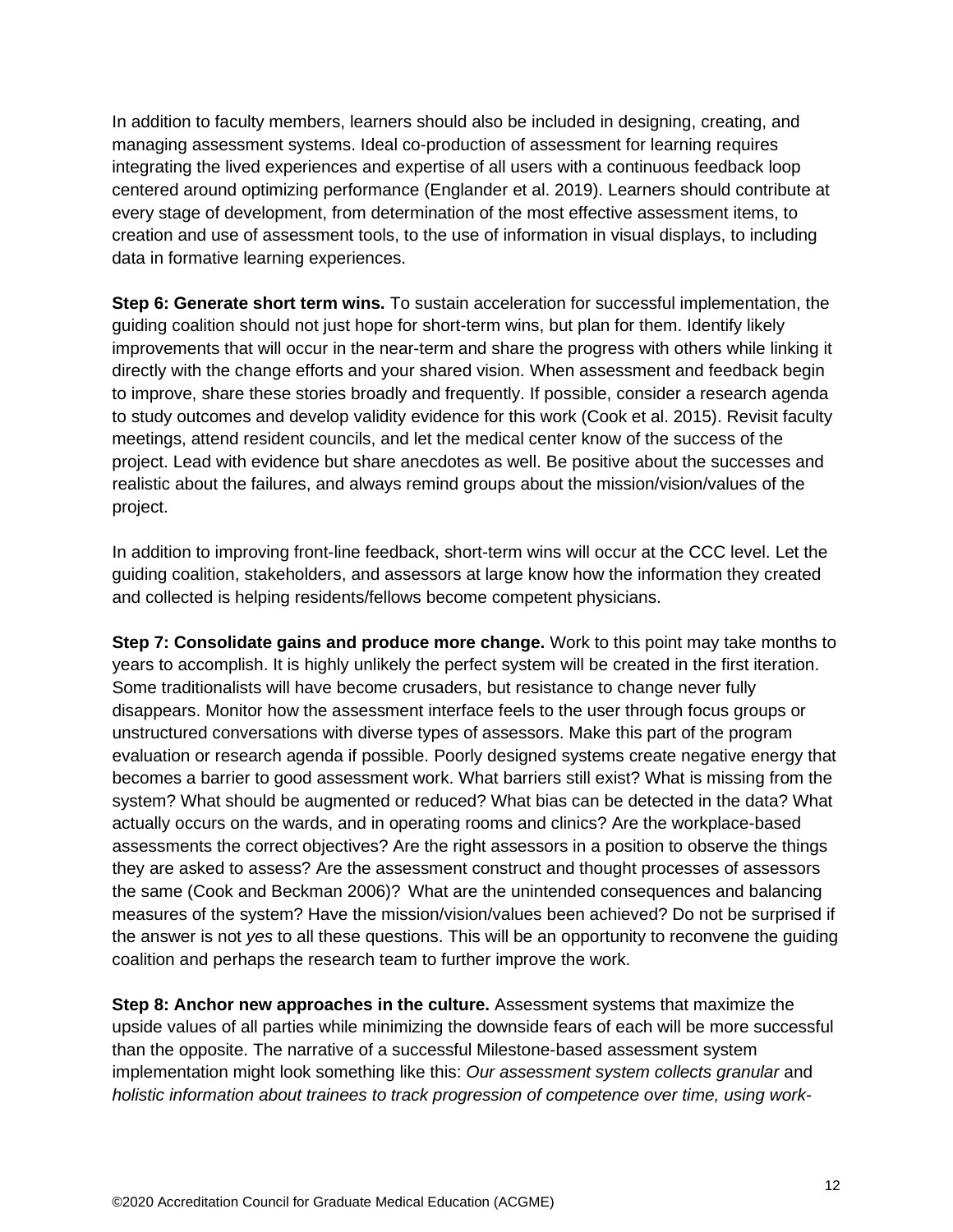In addition to faculty members, learners should also be included in designing, creating, and managing assessment systems. Ideal co-production of assessment for learning requires integrating the lived experiences and expertise of all users with a continuous feedback loop centered around optimizing performance (Englander et al. 2019). Learners should contribute at every stage of development, from determination of the most effective assessment items, to creation and use of assessment tools, to the use of information in visual displays, to including data in formative learning experiences.

**Step 6: Generate short term wins.** To sustain acceleration for successful implementation, the guiding coalition should not just hope for short-term wins, but plan for them. Identify likely improvements that will occur in the near-term and share the progress with others while linking it directly with the change efforts and your shared vision. When assessment and feedback begin to improve, share these stories broadly and frequently. If possible, consider a research agenda to study outcomes and develop validity evidence for this work (Cook et al. 2015). Revisit faculty meetings, attend resident councils, and let the medical center know of the success of the project. Lead with evidence but share anecdotes as well. Be positive about the successes and realistic about the failures, and always remind groups about the mission/vision/values of the project.

In addition to improving front-line feedback, short-term wins will occur at the CCC level. Let the guiding coalition, stakeholders, and assessors at large know how the information they created and collected is helping residents/fellows become competent physicians.

**Step 7: Consolidate gains and produce more change.** Work to this point may take months to years to accomplish. It is highly unlikely the perfect system will be created in the first iteration. Some traditionalists will have become crusaders, but resistance to change never fully disappears. Monitor how the assessment interface feels to the user through focus groups or unstructured conversations with diverse types of assessors. Make this part of the program evaluation or research agenda if possible. Poorly designed systems create negative energy that becomes a barrier to good assessment work. What barriers still exist? What is missing from the system? What should be augmented or reduced? What bias can be detected in the data? What actually occurs on the wards, and in operating rooms and clinics? Are the workplace-based assessments the correct objectives? Are the right assessors in a position to observe the things they are asked to assess? Are the assessment construct and thought processes of assessors the same (Cook and Beckman 2006)? What are the unintended consequences and balancing measures of the system? Have the mission/vision/values been achieved? Do not be surprised if the answer is not *yes* to all these questions. This will be an opportunity to reconvene the guiding coalition and perhaps the research team to further improve the work.

**Step 8: Anchor new approaches in the culture.** Assessment systems that maximize the upside values of all parties while minimizing the downside fears of each will be more successful than the opposite. The narrative of a successful Milestone-based assessment system implementation might look something like this: *Our assessment system collects granular* and *holistic information about trainees to track progression of competence over time, using work-*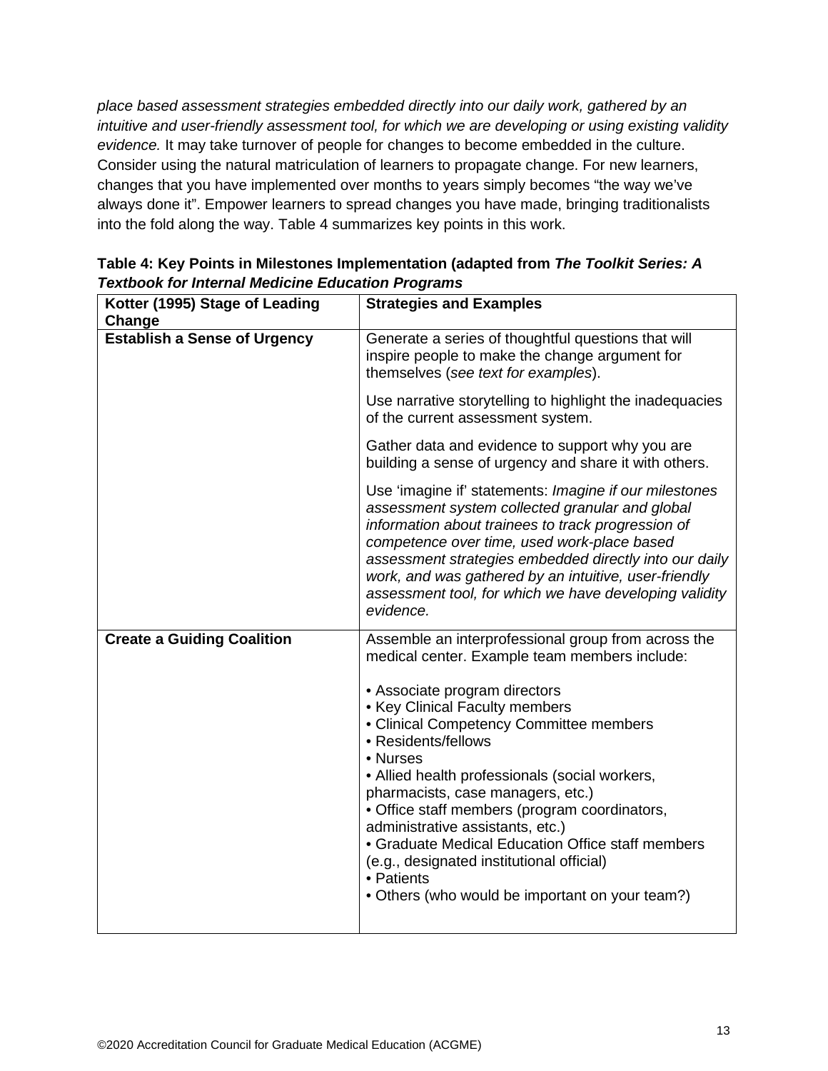*place based assessment strategies embedded directly into our daily work, gathered by an intuitive and user-friendly assessment tool, for which we are developing or using existing validity evidence.* It may take turnover of people for changes to become embedded in the culture. Consider using the natural matriculation of learners to propagate change. For new learners, changes that you have implemented over months to years simply becomes "the way we've always done it". Empower learners to spread changes you have made, bringing traditionalists into the fold along the way. Table 4 summarizes key points in this work.

**Table 4: Key Points in Milestones Implementation (adapted from *The Toolkit Series: A Textbook for Internal Medicine Education Programs***

| Kotter (1995) Stage of Leading Change | Strategies and Examples |
|---|---|
| **Establish a Sense of Urgency** | Generate a series of thoughtful questions that will inspire people to make the change argument for themselves (*see text for examples*).<br><br>Use narrative storytelling to highlight the inadequacies of the current assessment system.<br><br>Gather data and evidence to support why you are building a sense of urgency and share it with others.<br><br>Use 'imagine if' statements: *Imagine if our milestones assessment system collected granular and global information about trainees to track progression of competence over time, used work-place based assessment strategies embedded directly into our daily work, and was gathered by an intuitive, user-friendly assessment tool, for which we have developing validity evidence.* |
| **Create a Guiding Coalition** | Assemble an interprofessional group from across the medical center. Example team members include:<br><br>• Associate program directors<br>• Key Clinical Faculty members<br>• Clinical Competency Committee members<br>• Residents/fellows<br>• Nurses<br>• Allied health professionals (social workers, pharmacists, case managers, etc.)<br>• Office staff members (program coordinators, administrative assistants, etc.)<br>• Graduate Medical Education Office staff members (e.g., designated institutional official)<br>• Patients<br>• Others (who would be important on your team?) |

©2020 Accreditation Council for Graduate Medical Education (ACGME)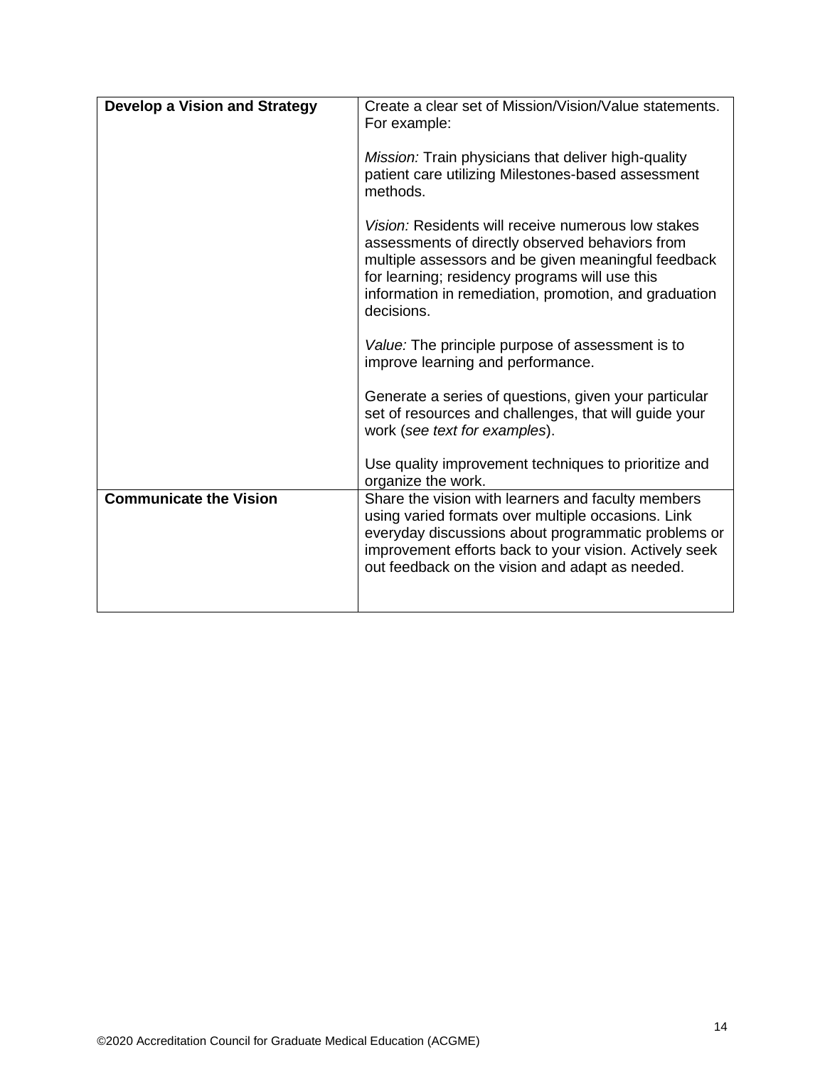| | |
|---|---|
| **Develop a Vision and Strategy** | Create a clear set of Mission/Vision/Value statements. For example:<br><br>*Mission:* Train physicians that deliver high-quality patient care utilizing Milestones-based assessment methods.<br><br>*Vision:* Residents will receive numerous low stakes assessments of directly observed behaviors from multiple assessors and be given meaningful feedback for learning; residency programs will use this information in remediation, promotion, and graduation decisions.<br><br>*Value:* The principle purpose of assessment is to improve learning and performance.<br><br>Generate a series of questions, given your particular set of resources and challenges, that will guide your work (*see text for examples*).<br><br>Use quality improvement techniques to prioritize and organize the work. |
| **Communicate the Vision** | Share the vision with learners and faculty members using varied formats over multiple occasions. Link everyday discussions about programmatic problems or improvement efforts back to your vision. Actively seek out feedback on the vision and adapt as needed. |

©2020 Accreditation Council for Graduate Medical Education (ACGME)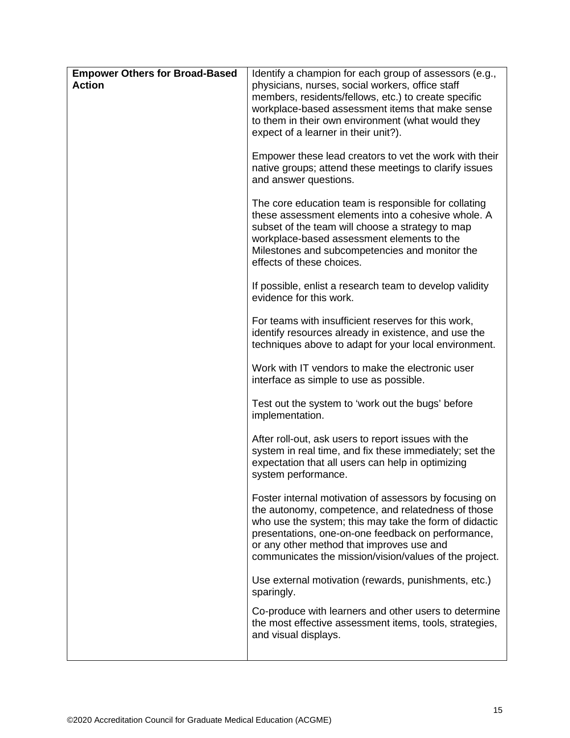| | |
|---|---|
| **Empower Others for Broad-Based Action** | Identify a champion for each group of assessors (e.g., physicians, nurses, social workers, office staff members, residents/fellows, etc.) to create specific workplace-based assessment items that make sense to them in their own environment (what would they expect of a learner in their unit?).<br><br>Empower these lead creators to vet the work with their native groups; attend these meetings to clarify issues and answer questions.<br><br>The core education team is responsible for collating these assessment elements into a cohesive whole. A subset of the team will choose a strategy to map workplace-based assessment elements to the Milestones and subcompetencies and monitor the effects of these choices.<br><br>If possible, enlist a research team to develop validity evidence for this work.<br><br>For teams with insufficient reserves for this work, identify resources already in existence, and use the techniques above to adapt for your local environment.<br><br>Work with IT vendors to make the electronic user interface as simple to use as possible.<br><br>Test out the system to 'work out the bugs' before implementation.<br><br>After roll-out, ask users to report issues with the system in real time, and fix these immediately; set the expectation that all users can help in optimizing system performance.<br><br>Foster internal motivation of assessors by focusing on the autonomy, competence, and relatedness of those who use the system; this may take the form of didactic presentations, one-on-one feedback on performance, or any other method that improves use and communicates the mission/vision/values of the project.<br><br>Use external motivation (rewards, punishments, etc.) sparingly.<br><br>Co-produce with learners and other users to determine the most effective assessment items, tools, strategies, and visual displays. |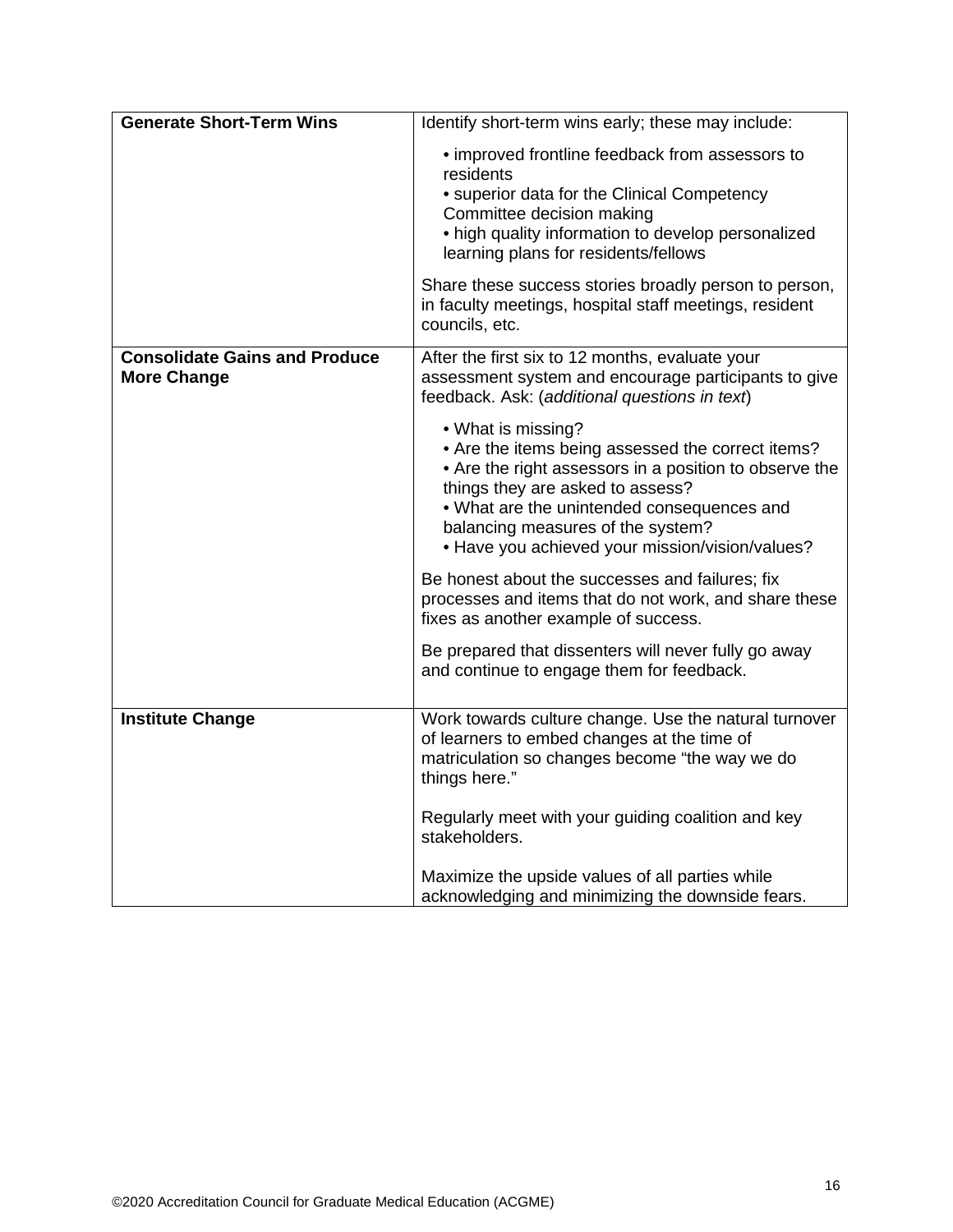| | |
|---|---|
| **Generate Short-Term Wins** | Identify short-term wins early; these may include:<br><br>• improved frontline feedback from assessors to residents<br>• superior data for the Clinical Competency Committee decision making<br>• high quality information to develop personalized learning plans for residents/fellows<br><br>Share these success stories broadly person to person, in faculty meetings, hospital staff meetings, resident councils, etc. |
| **Consolidate Gains and Produce More Change** | After the first six to 12 months, evaluate your assessment system and encourage participants to give feedback. Ask: (*additional questions in text*)<br><br>• What is missing?<br>• Are the items being assessed the correct items?<br>• Are the right assessors in a position to observe the things they are asked to assess?<br>• What are the unintended consequences and balancing measures of the system?<br>• Have you achieved your mission/vision/values?<br><br>Be honest about the successes and failures; fix processes and items that do not work, and share these fixes as another example of success.<br><br>Be prepared that dissenters will never fully go away and continue to engage them for feedback. |
| **Institute Change** | Work towards culture change. Use the natural turnover of learners to embed changes at the time of matriculation so changes become "the way we do things here."<br><br>Regularly meet with your guiding coalition and key stakeholders.<br><br>Maximize the upside values of all parties while acknowledging and minimizing the downside fears. |

©2020 Accreditation Council for Graduate Medical Education (ACGME)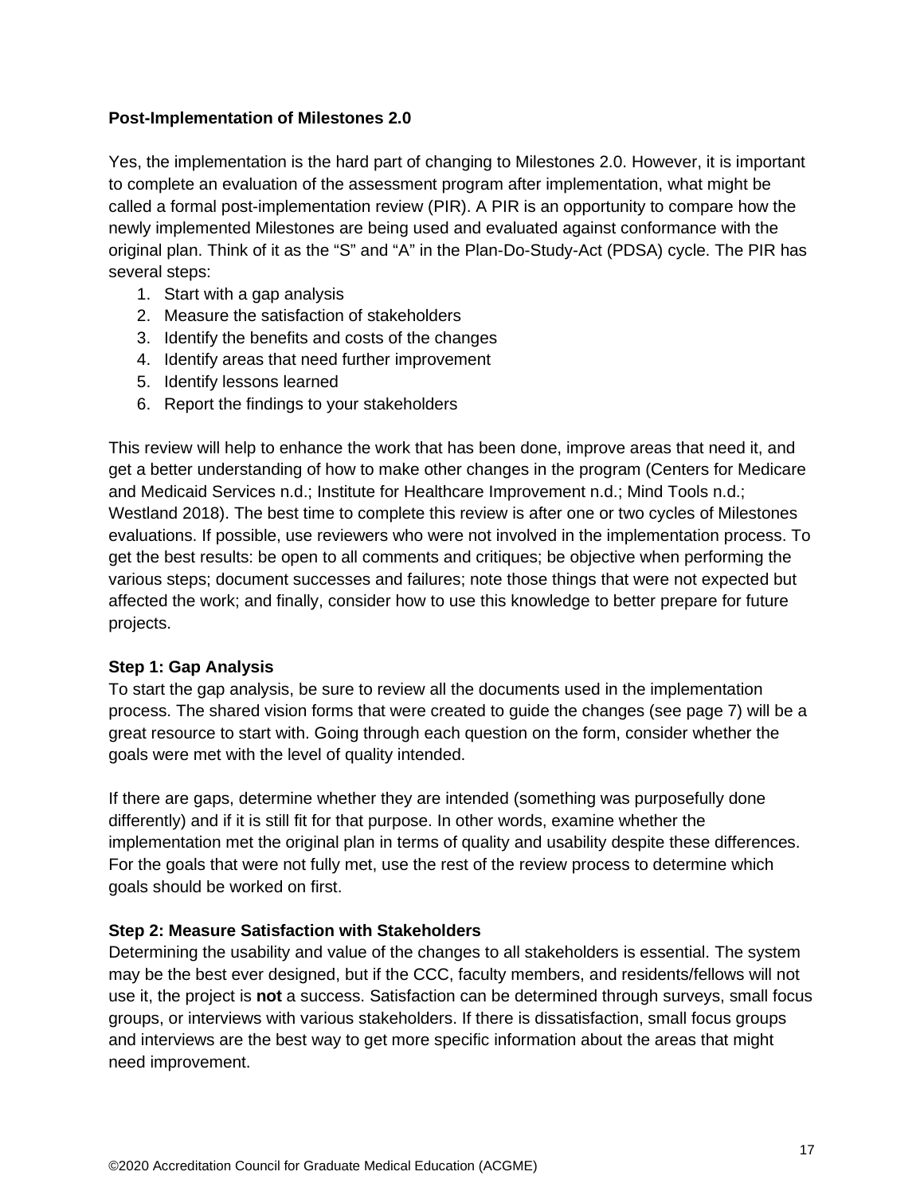## Post-Implementation of Milestones 2.0

Yes, the implementation is the hard part of changing to Milestones 2.0. However, it is important to complete an evaluation of the assessment program after implementation, what might be called a formal post-implementation review (PIR). A PIR is an opportunity to compare how the newly implemented Milestones are being used and evaluated against conformance with the original plan. Think of it as the "S" and "A" in the Plan-Do-Study-Act (PDSA) cycle. The PIR has several steps:

1. Start with a gap analysis
2. Measure the satisfaction of stakeholders
3. Identify the benefits and costs of the changes
4. Identify areas that need further improvement
5. Identify lessons learned
6. Report the findings to your stakeholders

This review will help to enhance the work that has been done, improve areas that need it, and get a better understanding of how to make other changes in the program (Centers for Medicare and Medicaid Services n.d.; Institute for Healthcare Improvement n.d.; Mind Tools n.d.; Westland 2018). The best time to complete this review is after one or two cycles of Milestones evaluations. If possible, use reviewers who were not involved in the implementation process. To get the best results: be open to all comments and critiques; be objective when performing the various steps; document successes and failures; note those things that were not expected but affected the work; and finally, consider how to use this knowledge to better prepare for future projects.

### Step 1: Gap Analysis

To start the gap analysis, be sure to review all the documents used in the implementation process. The shared vision forms that were created to guide the changes (see page 7) will be a great resource to start with. Going through each question on the form, consider whether the goals were met with the level of quality intended.

If there are gaps, determine whether they are intended (something was purposefully done differently) and if it is still fit for that purpose. In other words, examine whether the implementation met the original plan in terms of quality and usability despite these differences. For the goals that were not fully met, use the rest of the review process to determine which goals should be worked on first.

### Step 2: Measure Satisfaction with Stakeholders

Determining the usability and value of the changes to all stakeholders is essential. The system may be the best ever designed, but if the CCC, faculty members, and residents/fellows will not use it, the project is **not** a success. Satisfaction can be determined through surveys, small focus groups, or interviews with various stakeholders. If there is dissatisfaction, small focus groups and interviews are the best way to get more specific information about the areas that might need improvement.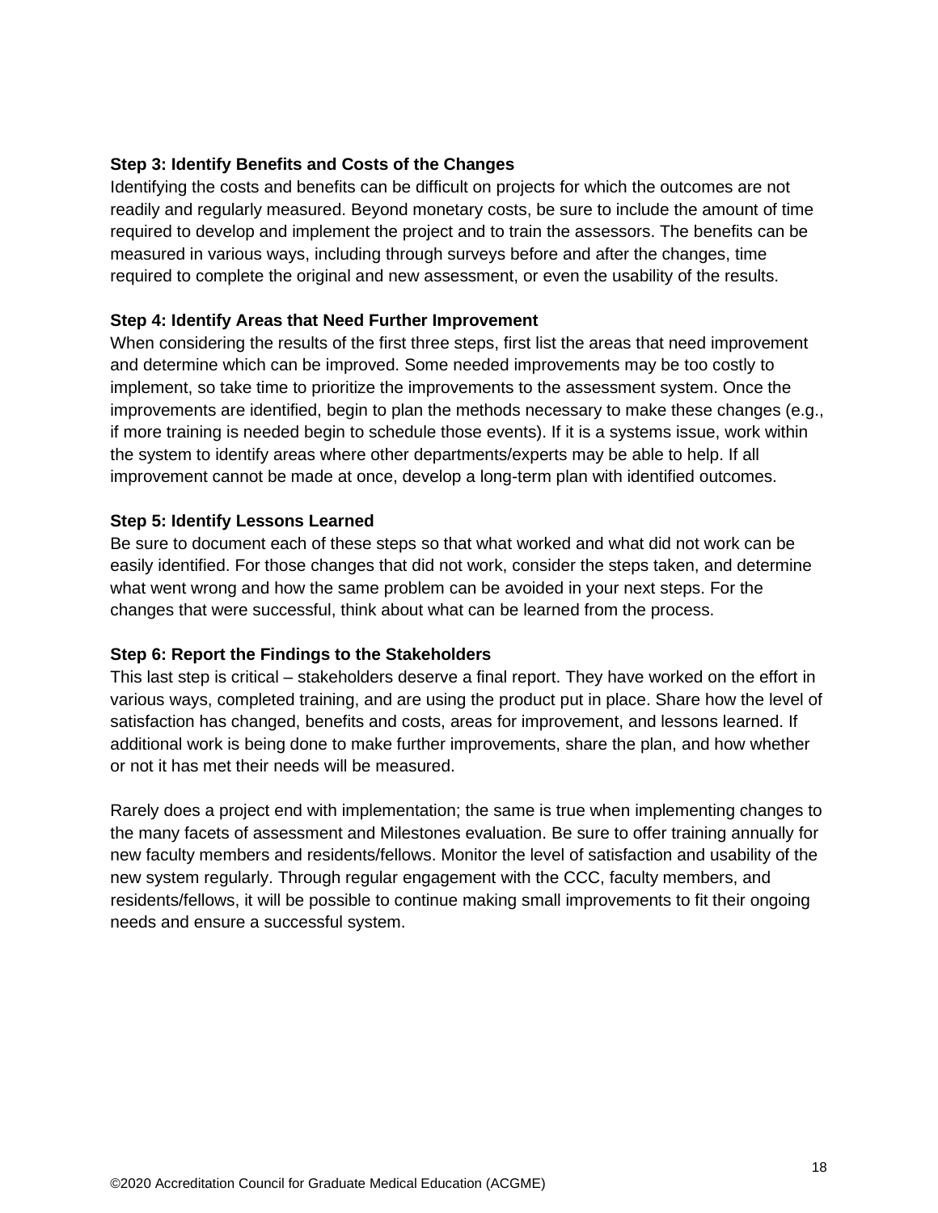**Step 3: Identify Benefits and Costs of the Changes**

Identifying the costs and benefits can be difficult on projects for which the outcomes are not readily and regularly measured. Beyond monetary costs, be sure to include the amount of time required to develop and implement the project and to train the assessors. The benefits can be measured in various ways, including through surveys before and after the changes, time required to complete the original and new assessment, or even the usability of the results.

**Step 4: Identify Areas that Need Further Improvement**

When considering the results of the first three steps, first list the areas that need improvement and determine which can be improved. Some needed improvements may be too costly to implement, so take time to prioritize the improvements to the assessment system. Once the improvements are identified, begin to plan the methods necessary to make these changes (e.g., if more training is needed begin to schedule those events). If it is a systems issue, work within the system to identify areas where other departments/experts may be able to help. If all improvement cannot be made at once, develop a long-term plan with identified outcomes.

**Step 5: Identify Lessons Learned**

Be sure to document each of these steps so that what worked and what did not work can be easily identified. For those changes that did not work, consider the steps taken, and determine what went wrong and how the same problem can be avoided in your next steps. For the changes that were successful, think about what can be learned from the process.

**Step 6: Report the Findings to the Stakeholders**

This last step is critical – stakeholders deserve a final report. They have worked on the effort in various ways, completed training, and are using the product put in place. Share how the level of satisfaction has changed, benefits and costs, areas for improvement, and lessons learned. If additional work is being done to make further improvements, share the plan, and how whether or not it has met their needs will be measured.

Rarely does a project end with implementation; the same is true when implementing changes to the many facets of assessment and Milestones evaluation. Be sure to offer training annually for new faculty members and residents/fellows. Monitor the level of satisfaction and usability of the new system regularly. Through regular engagement with the CCC, faculty members, and residents/fellows, it will be possible to continue making small improvements to fit their ongoing needs and ensure a successful system.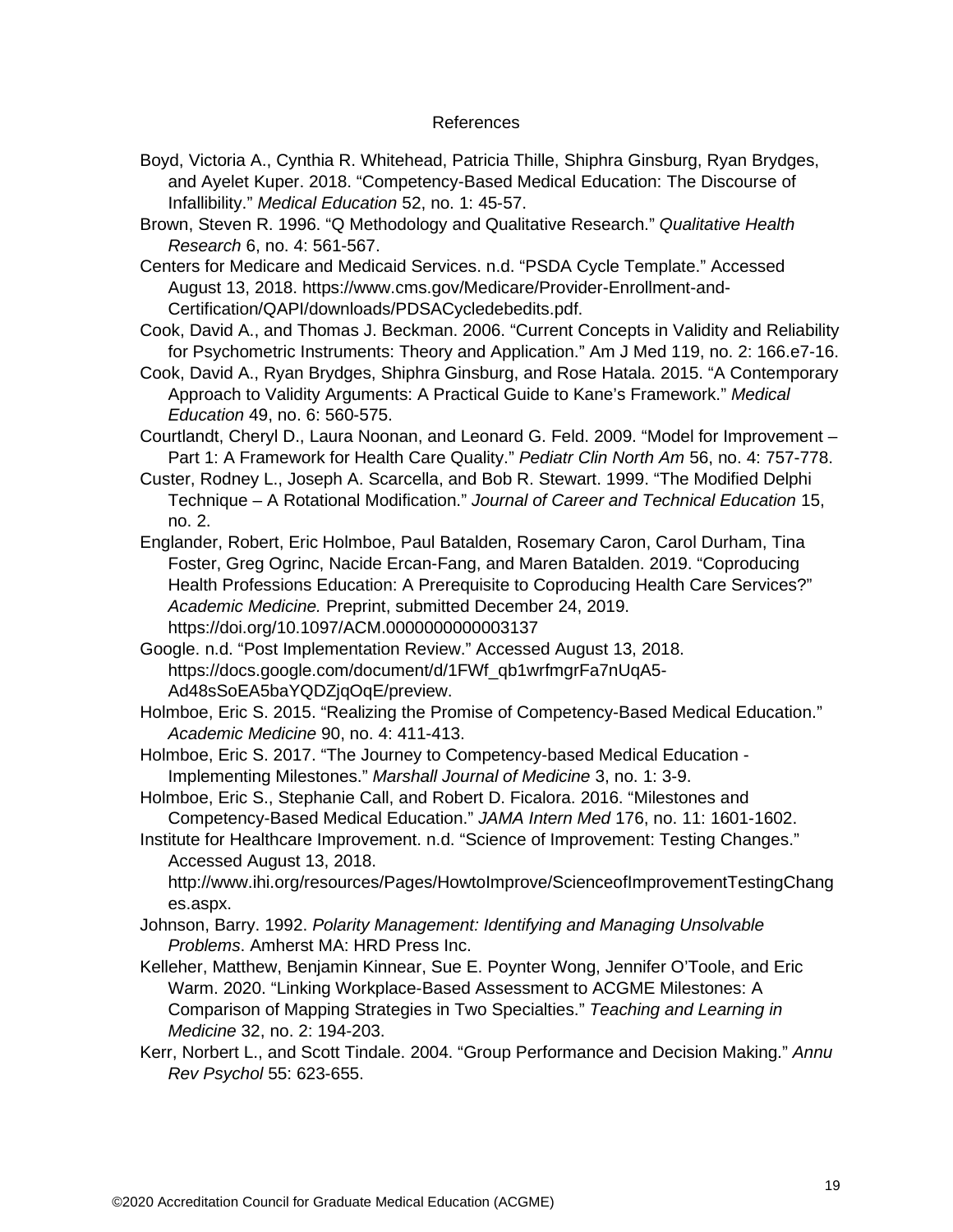# References

Boyd, Victoria A., Cynthia R. Whitehead, Patricia Thille, Shiphra Ginsburg, Ryan Brydges, and Ayelet Kuper. 2018. "Competency-Based Medical Education: The Discourse of Infallibility." *Medical Education* 52, no. 1: 45-57.

Brown, Steven R. 1996. "Q Methodology and Qualitative Research." *Qualitative Health Research* 6, no. 4: 561-567.

Centers for Medicare and Medicaid Services. n.d. "PSDA Cycle Template." Accessed August 13, 2018. https://www.cms.gov/Medicare/Provider-Enrollment-and-Certification/QAPI/downloads/PDSACycledebedits.pdf.

Cook, David A., and Thomas J. Beckman. 2006. "Current Concepts in Validity and Reliability for Psychometric Instruments: Theory and Application." Am J Med 119, no. 2: 166.e7-16.

Cook, David A., Ryan Brydges, Shiphra Ginsburg, and Rose Hatala. 2015. "A Contemporary Approach to Validity Arguments: A Practical Guide to Kane's Framework." *Medical Education* 49, no. 6: 560-575.

Courtlandt, Cheryl D., Laura Noonan, and Leonard G. Feld. 2009. "Model for Improvement – Part 1: A Framework for Health Care Quality." *Pediatr Clin North Am* 56, no. 4: 757-778.

Custer, Rodney L., Joseph A. Scarcella, and Bob R. Stewart. 1999. "The Modified Delphi Technique – A Rotational Modification." *Journal of Career and Technical Education* 15, no. 2.

Englander, Robert, Eric Holmboe, Paul Batalden, Rosemary Caron, Carol Durham, Tina Foster, Greg Ogrinc, Nacide Ercan-Fang, and Maren Batalden. 2019. "Coproducing Health Professions Education: A Prerequisite to Coproducing Health Care Services?" *Academic Medicine.* Preprint, submitted December 24, 2019. https://doi.org/10.1097/ACM.0000000000003137

Google. n.d. "Post Implementation Review." Accessed August 13, 2018. https://docs.google.com/document/d/1FWf_qb1wrfmgrFa7nUqA5-Ad48sSoEA5baYQDZjqOqE/preview.

Holmboe, Eric S. 2015. "Realizing the Promise of Competency-Based Medical Education." *Academic Medicine* 90, no. 4: 411-413.

Holmboe, Eric S. 2017. "The Journey to Competency-based Medical Education - Implementing Milestones." *Marshall Journal of Medicine* 3, no. 1: 3-9.

Holmboe, Eric S., Stephanie Call, and Robert D. Ficalora. 2016. "Milestones and Competency-Based Medical Education." *JAMA Intern Med* 176, no. 11: 1601-1602.

Institute for Healthcare Improvement. n.d. "Science of Improvement: Testing Changes." Accessed August 13, 2018. http://www.ihi.org/resources/Pages/HowtoImprove/ScienceofImprovementTestingChanges.aspx.

Johnson, Barry. 1992. *Polarity Management: Identifying and Managing Unsolvable Problems*. Amherst MA: HRD Press Inc.

Kelleher, Matthew, Benjamin Kinnear, Sue E. Poynter Wong, Jennifer O'Toole, and Eric Warm. 2020. "Linking Workplace-Based Assessment to ACGME Milestones: A Comparison of Mapping Strategies in Two Specialties." *Teaching and Learning in Medicine* 32, no. 2: 194-203.

Kerr, Norbert L., and Scott Tindale. 2004. "Group Performance and Decision Making." *Annu Rev Psychol* 55: 623-655.

©2020 Accreditation Council for Graduate Medical Education (ACGME)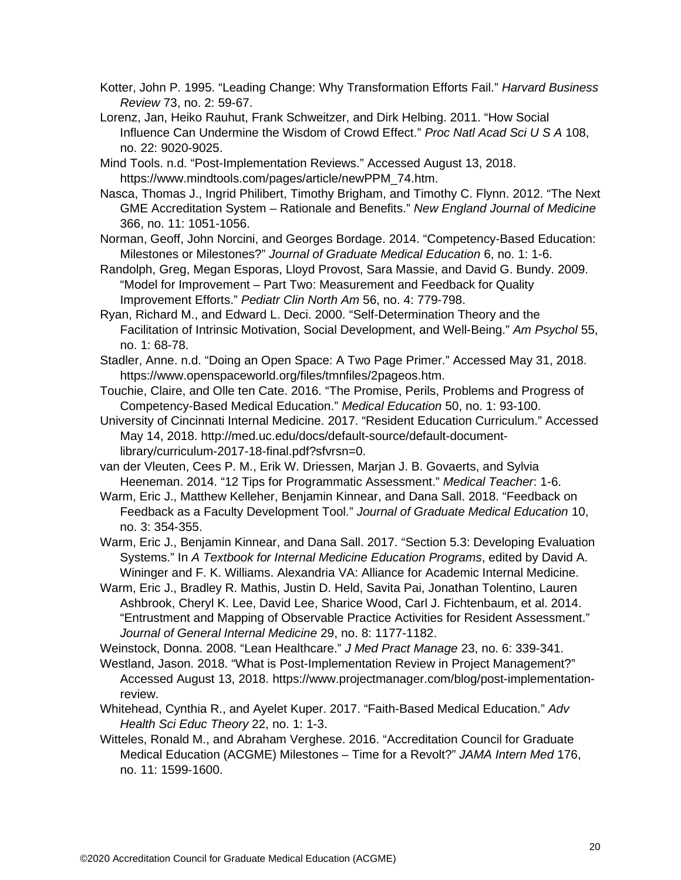Kotter, John P. 1995. “Leading Change: Why Transformation Efforts Fail.” *Harvard Business Review* 73, no. 2: 59-67.

Lorenz, Jan, Heiko Rauhut, Frank Schweitzer, and Dirk Helbing. 2011. “How Social Influence Can Undermine the Wisdom of Crowd Effect.” *Proc Natl Acad Sci U S A* 108, no. 22: 9020-9025.

Mind Tools. n.d. “Post-Implementation Reviews.” Accessed August 13, 2018. https://www.mindtools.com/pages/article/newPPM_74.htm.

Nasca, Thomas J., Ingrid Philibert, Timothy Brigham, and Timothy C. Flynn. 2012. “The Next GME Accreditation System – Rationale and Benefits.” *New England Journal of Medicine* 366, no. 11: 1051-1056.

Norman, Geoff, John Norcini, and Georges Bordage. 2014. “Competency-Based Education: Milestones or Milestones?” *Journal of Graduate Medical Education* 6, no. 1: 1-6.

Randolph, Greg, Megan Esporas, Lloyd Provost, Sara Massie, and David G. Bundy. 2009. “Model for Improvement – Part Two: Measurement and Feedback for Quality Improvement Efforts.” *Pediatr Clin North Am* 56, no. 4: 779-798.

Ryan, Richard M., and Edward L. Deci. 2000. “Self-Determination Theory and the Facilitation of Intrinsic Motivation, Social Development, and Well-Being.” *Am Psychol* 55, no. 1: 68-78.

Stadler, Anne. n.d. “Doing an Open Space: A Two Page Primer.” Accessed May 31, 2018. https://www.openspaceworld.org/files/tmnfiles/2pageos.htm.

Touchie, Claire, and Olle ten Cate. 2016. “The Promise, Perils, Problems and Progress of Competency-Based Medical Education.” *Medical Education* 50, no. 1: 93-100.

University of Cincinnati Internal Medicine. 2017. “Resident Education Curriculum.” Accessed May 14, 2018. http://med.uc.edu/docs/default-source/default-document-library/curriculum-2017-18-final.pdf?sfvrsn=0.

van der Vleuten, Cees P. M., Erik W. Driessen, Marjan J. B. Govaerts, and Sylvia Heeneman. 2014. “12 Tips for Programmatic Assessment.” *Medical Teacher*: 1-6.

Warm, Eric J., Matthew Kelleher, Benjamin Kinnear, and Dana Sall. 2018. “Feedback on Feedback as a Faculty Development Tool.” *Journal of Graduate Medical Education* 10, no. 3: 354-355.

Warm, Eric J., Benjamin Kinnear, and Dana Sall. 2017. “Section 5.3: Developing Evaluation Systems.” In *A Textbook for Internal Medicine Education Programs*, edited by David A. Wininger and F. K. Williams. Alexandria VA: Alliance for Academic Internal Medicine.

Warm, Eric J., Bradley R. Mathis, Justin D. Held, Savita Pai, Jonathan Tolentino, Lauren Ashbrook, Cheryl K. Lee, David Lee, Sharice Wood, Carl J. Fichtenbaum, et al. 2014. “Entrustment and Mapping of Observable Practice Activities for Resident Assessment.” *Journal of General Internal Medicine* 29, no. 8: 1177-1182.

Weinstock, Donna. 2008. “Lean Healthcare.” *J Med Pract Manage* 23, no. 6: 339-341.

Westland, Jason. 2018. “What is Post-Implementation Review in Project Management?” Accessed August 13, 2018. https://www.projectmanager.com/blog/post-implementation-review.

Whitehead, Cynthia R., and Ayelet Kuper. 2017. “Faith-Based Medical Education.” *Adv Health Sci Educ Theory* 22, no. 1: 1-3.

Witteles, Ronald M., and Abraham Verghese. 2016. “Accreditation Council for Graduate Medical Education (ACGME) Milestones – Time for a Revolt?” *JAMA Intern Med* 176, no. 11: 1599-1600.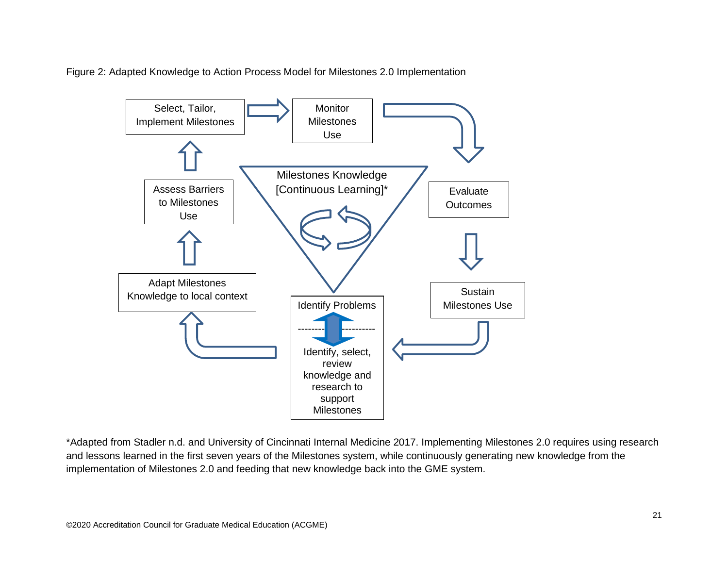Figure 2: Adapted Knowledge to Action Process Model for Milestones 2.0 Implementation

Select, Tailor, Implement Milestones

Monitor Milestones Use

Evaluate Outcomes

Sustain Milestones Use

Identify Problems

Identify, select, review knowledge and research to support Milestones

Adapt Milestones Knowledge to local context

Assess Barriers to Milestones Use

Milestones Knowledge [Continuous Learning]*

*Adapted from Stadler n.d. and University of Cincinnati Internal Medicine 2017. Implementing Milestones 2.0 requires using research and lessons learned in the first seven years of the Milestones system, while continuously generating new knowledge from the implementation of Milestones 2.0 and feeding that new knowledge back into the GME system.

©2020 Accreditation Council for Graduate Medical Education (ACGME)